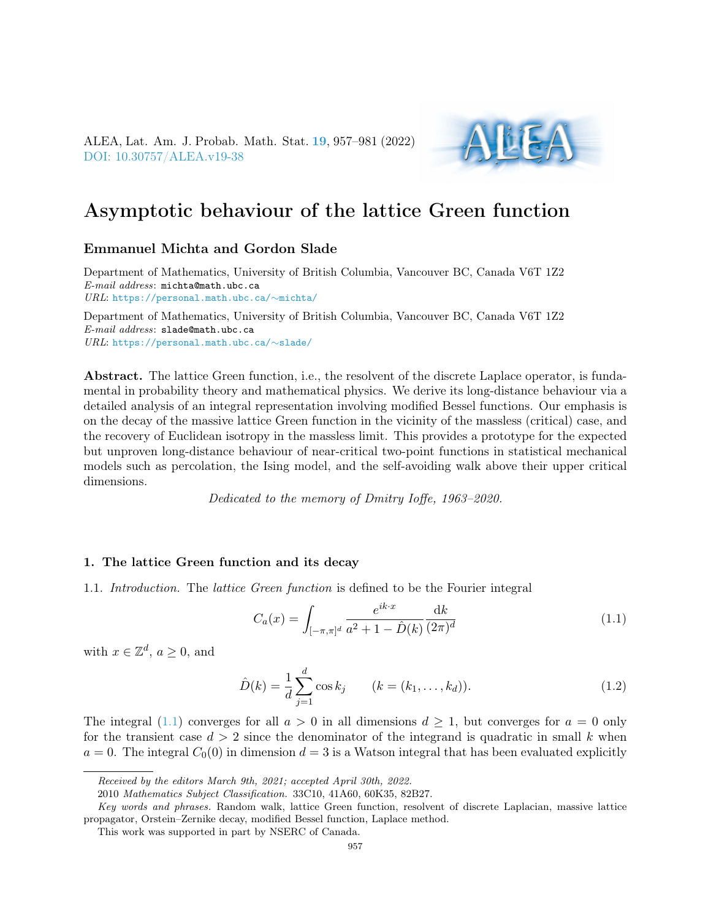# Asymptotic behaviour of the lattice Green function

**Emmanuel Michta and Gordon Slade**

Department of Mathematics, University of British Columbia, Vancouver BC, Canada V6T 1Z2
*E-mail address*: michta@math.ubc.ca
*URL*: https://personal.math.ubc.ca/∼michta/

Department of Mathematics, University of British Columbia, Vancouver BC, Canada V6T 1Z2
*E-mail address*: slade@math.ubc.ca
*URL*: https://personal.math.ubc.ca/∼slade/

**Abstract.** The lattice Green function, i.e., the resolvent of the discrete Laplace operator, is fundamental in probability theory and mathematical physics. We derive its long-distance behaviour via a detailed analysis of an integral representation involving modified Bessel functions. Our emphasis is on the decay of the massive lattice Green function in the vicinity of the massless (critical) case, and the recovery of Euclidean isotropy in the massless limit. This provides a prototype for the expected but unproven long-distance behaviour of near-critical two-point functions in statistical mechanical models such as percolation, the Ising model, and the self-avoiding walk above their upper critical dimensions.

*Dedicated to the memory of Dmitry Ioffe, 1963–2020.*

## 1. The lattice Green function and its decay

1.1. *Introduction.* The *lattice Green function* is defined to be the Fourier integral

$$C_a(x) = \int_{[-\pi,\pi]^d} \frac{e^{ik\cdot x}}{a^2 + 1 - \hat{D}(k)} \frac{\mathrm{d}k}{(2\pi)^d} \tag{1.1}$$

with $x \in \mathbb{Z}^d$, $a \geq 0$, and

$$\hat{D}(k) = \frac{1}{d}\sum_{j=1}^{d} \cos k_j \qquad (k = (k_1, \ldots, k_d)). \tag{1.2}$$

The integral (1.1) converges for all $a > 0$ in all dimensions $d \geq 1$, but converges for $a = 0$ only for the transient case $d > 2$ since the denominator of the integrand is quadratic in small $k$ when $a = 0$. The integral $C_0(0)$ in dimension $d = 3$ is a Watson integral that has been evaluated explicitly

Received by the editors March 9th, 2021; accepted April 30th, 2022.

2010 *Mathematics Subject Classification.* 33C10, 41A60, 60K35, 82B27.

*Key words and phrases.* Random walk, lattice Green function, resolvent of discrete Laplacian, massive lattice propagator, Orstein–Zernike decay, modified Bessel function, Laplace method.

This work was supported in part by NSERC of Canada.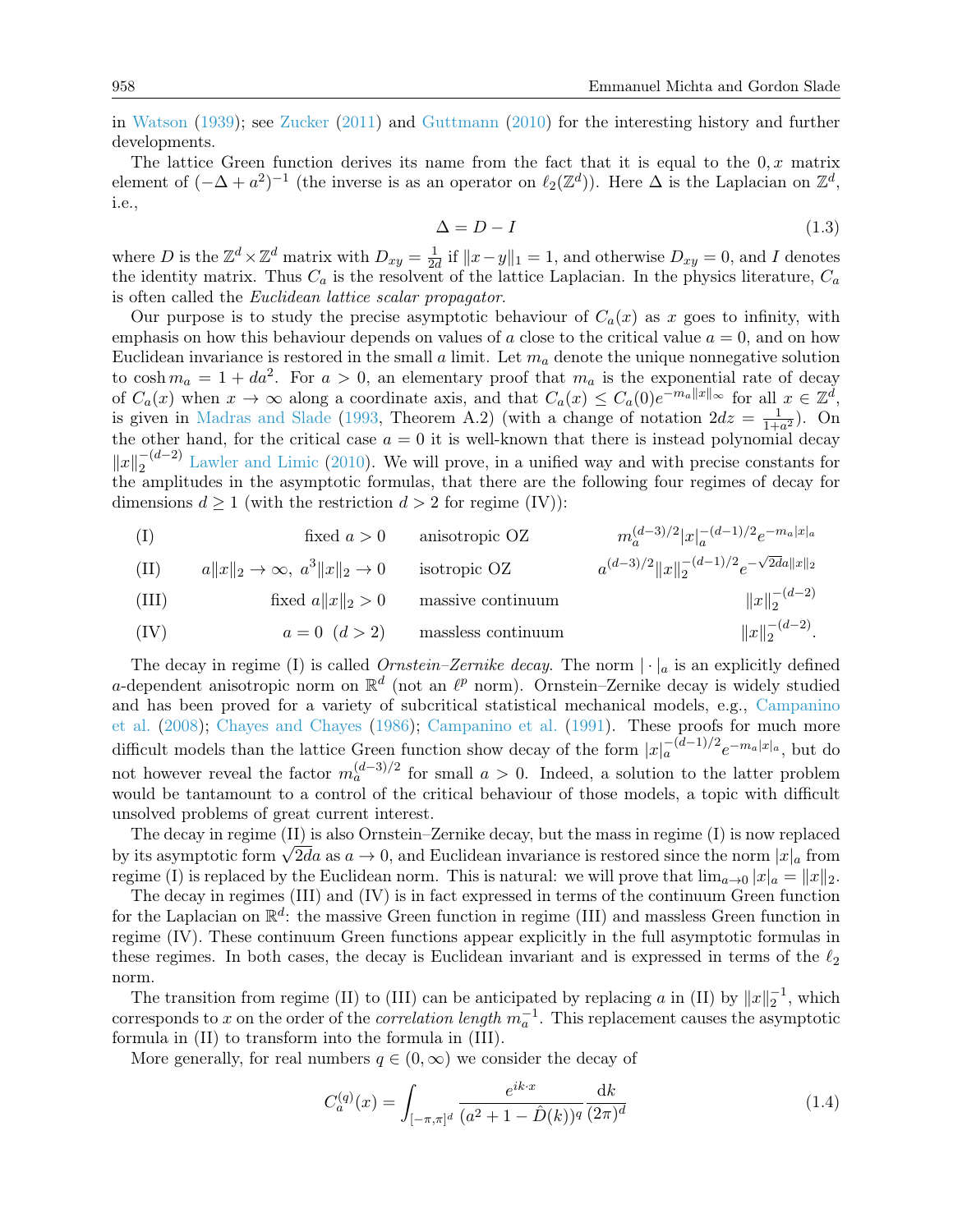in Watson (1939); see Zucker (2011) and Guttmann (2010) for the interesting history and further developments.

The lattice Green function derives its name from the fact that it is equal to the $0, x$ matrix element of $(-\Delta + a^2)^{-1}$ (the inverse is as an operator on $\ell_2(\mathbb{Z}^d)$). Here $\Delta$ is the Laplacian on $\mathbb{Z}^d$, i.e.,

$$\Delta = D - I \tag{1.3}$$

where $D$ is the $\mathbb{Z}^d \times \mathbb{Z}^d$ matrix with $D_{xy} = \frac{1}{2d}$ if $\|x - y\|_1 = 1$, and otherwise $D_{xy} = 0$, and $I$ denotes the identity matrix. Thus $C_a$ is the resolvent of the lattice Laplacian. In the physics literature, $C_a$ is often called the *Euclidean lattice scalar propagator*.

Our purpose is to study the precise asymptotic behaviour of $C_a(x)$ as $x$ goes to infinity, with emphasis on how this behaviour depends on values of $a$ close to the critical value $a = 0$, and on how Euclidean invariance is restored in the small $a$ limit. Let $m_a$ denote the unique nonnegative solution to $\cosh m_a = 1 + da^2$. For $a > 0$, an elementary proof that $m_a$ is the exponential rate of decay of $C_a(x)$ when $x \to \infty$ along a coordinate axis, and that $C_a(x) \le C_a(0)e^{-m_a\|x\|_\infty}$ for all $x \in \mathbb{Z}^d$, is given in Madras and Slade (1993, Theorem A.2) (with a change of notation $2dz = \frac{1}{1+a^2}$). On the other hand, for the critical case $a = 0$ it is well-known that there is instead polynomial decay $\|x\|_2^{-(d-2)}$ Lawler and Limic (2010). We will prove, in a unified way and with precise constants for the amplitudes in the asymptotic formulas, that there are the following four regimes of decay for dimensions $d \ge 1$ (with the restriction $d > 2$ for regime (IV)):

| | | | |
|---|---|---|---|
| (I) | fixed $a > 0$ | anisotropic OZ | $m_a^{(d-3)/2}\|x\|_a^{-(d-1)/2}e^{-m_a\|x\|_a}$ |
| (II) | $a\|x\|_2 \to \infty,\ a^3\|x\|_2 \to 0$ | isotropic OZ | $a^{(d-3)/2}\|x\|_2^{-(d-1)/2}e^{-\sqrt{2d}a\|x\|_2}$ |
| (III) | fixed $a\|x\|_2 > 0$ | massive continuum | $\|x\|_2^{-(d-2)}$ |
| (IV) | $a = 0\ \ (d > 2)$ | massless continuum | $\|x\|_2^{-(d-2)}$. |

The decay in regime (I) is called *Ornstein–Zernike decay*. The norm $|\cdot|_a$ is an explicitly defined $a$-dependent anisotropic norm on $\mathbb{R}^d$ (not an $\ell^p$ norm). Ornstein–Zernike decay is widely studied and has been proved for a variety of subcritical statistical mechanical models, e.g., Campanino et al. (2008); Chayes and Chayes (1986); Campanino et al. (1991). These proofs for much more difficult models than the lattice Green function show decay of the form $|x|_a^{-(d-1)/2}e^{-m_a|x|_a}$, but do not however reveal the factor $m_a^{(d-3)/2}$ for small $a > 0$. Indeed, a solution to the latter problem would be tantamount to a control of the critical behaviour of those models, a topic with difficult unsolved problems of great current interest.

The decay in regime (II) is also Ornstein–Zernike decay, but the mass in regime (I) is now replaced by its asymptotic form $\sqrt{2d}a$ as $a \to 0$, and Euclidean invariance is restored since the norm $|x|_a$ from regime (I) is replaced by the Euclidean norm. This is natural: we will prove that $\lim_{a\to 0}|x|_a = \|x\|_2$.

The decay in regimes (III) and (IV) is in fact expressed in terms of the continuum Green function for the Laplacian on $\mathbb{R}^d$: the massive Green function in regime (III) and massless Green function in regime (IV). These continuum Green functions appear explicitly in the full asymptotic formulas in these regimes. In both cases, the decay is Euclidean invariant and is expressed in terms of the $\ell_2$ norm.

The transition from regime (II) to (III) can be anticipated by replacing $a$ in (II) by $\|x\|_2^{-1}$, which corresponds to $x$ on the order of the *correlation length* $m_a^{-1}$. This replacement causes the asymptotic formula in (II) to transform into the formula in (III).

More generally, for real numbers $q \in (0, \infty)$ we consider the decay of

$$C_a^{(q)}(x) = \int_{[-\pi,\pi]^d} \frac{e^{ik\cdot x}}{(a^2 + 1 - \hat{D}(k))^q} \frac{\mathrm{d}k}{(2\pi)^d} \tag{1.4}$$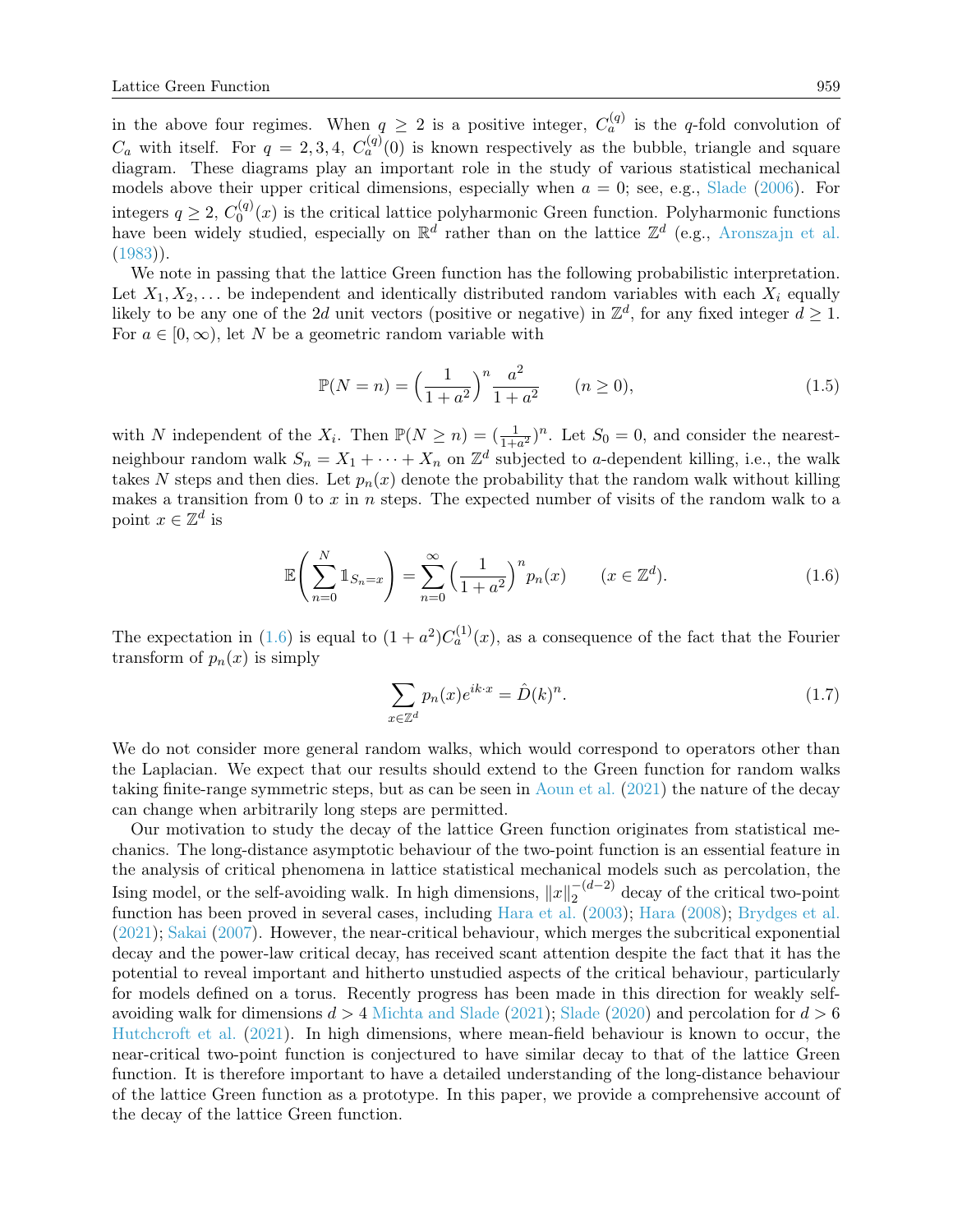in the above four regimes. When $q \geq 2$ is a positive integer, $C_a^{(q)}$ is the $q$-fold convolution of $C_a$ with itself. For $q = 2, 3, 4$, $C_a^{(q)}(0)$ is known respectively as the bubble, triangle and square diagram. These diagrams play an important role in the study of various statistical mechanical models above their upper critical dimensions, especially when $a = 0$; see, e.g., Slade (2006). For integers $q \geq 2$, $C_0^{(q)}(x)$ is the critical lattice polyharmonic Green function. Polyharmonic functions have been widely studied, especially on $\mathbb{R}^d$ rather than on the lattice $\mathbb{Z}^d$ (e.g., Aronszajn et al. (1983)).

We note in passing that the lattice Green function has the following probabilistic interpretation. Let $X_1, X_2, \ldots$ be independent and identically distributed random variables with each $X_i$ equally likely to be any one of the $2d$ unit vectors (positive or negative) in $\mathbb{Z}^d$, for any fixed integer $d \geq 1$. For $a \in [0, \infty)$, let $N$ be a geometric random variable with

$$\mathbb{P}(N = n) = \Big(\frac{1}{1+a^2}\Big)^n \frac{a^2}{1+a^2} \qquad (n \geq 0), \tag{1.5}$$

with $N$ independent of the $X_i$. Then $\mathbb{P}(N \geq n) = (\frac{1}{1+a^2})^n$. Let $S_0 = 0$, and consider the nearest-neighbour random walk $S_n = X_1 + \cdots + X_n$ on $\mathbb{Z}^d$ subjected to $a$-dependent killing, i.e., the walk takes $N$ steps and then dies. Let $p_n(x)$ denote the probability that the random walk without killing makes a transition from 0 to $x$ in $n$ steps. The expected number of visits of the random walk to a point $x \in \mathbb{Z}^d$ is

$$\mathbb{E}\bigg(\sum_{n=0}^{N} \mathbb{1}_{S_n = x}\bigg) = \sum_{n=0}^{\infty} \Big(\frac{1}{1+a^2}\Big)^n p_n(x) \qquad (x \in \mathbb{Z}^d). \tag{1.6}$$

The expectation in (1.6) is equal to $(1+a^2)C_a^{(1)}(x)$, as a consequence of the fact that the Fourier transform of $p_n(x)$ is simply

$$\sum_{x \in \mathbb{Z}^d} p_n(x) e^{ik\cdot x} = \hat{D}(k)^n. \tag{1.7}$$

We do not consider more general random walks, which would correspond to operators other than the Laplacian. We expect that our results should extend to the Green function for random walks taking finite-range symmetric steps, but as can be seen in Aoun et al. (2021) the nature of the decay can change when arbitrarily long steps are permitted.

Our motivation to study the decay of the lattice Green function originates from statistical mechanics. The long-distance asymptotic behaviour of the two-point function is an essential feature in the analysis of critical phenomena in lattice statistical mechanical models such as percolation, the Ising model, or the self-avoiding walk. In high dimensions, $\|x\|_2^{-(d-2)}$ decay of the critical two-point function has been proved in several cases, including Hara et al. (2003); Hara (2008); Brydges et al. (2021); Sakai (2007). However, the near-critical behaviour, which merges the subcritical exponential decay and the power-law critical decay, has received scant attention despite the fact that it has the potential to reveal important and hitherto unstudied aspects of the critical behaviour, particularly for models defined on a torus. Recently progress has been made in this direction for weakly self-avoiding walk for dimensions $d > 4$ Michta and Slade (2021); Slade (2020) and percolation for $d > 6$ Hutchcroft et al. (2021). In high dimensions, where mean-field behaviour is known to occur, the near-critical two-point function is conjectured to have similar decay to that of the lattice Green function. It is therefore important to have a detailed understanding of the long-distance behaviour of the lattice Green function as a prototype. In this paper, we provide a comprehensive account of the decay of the lattice Green function.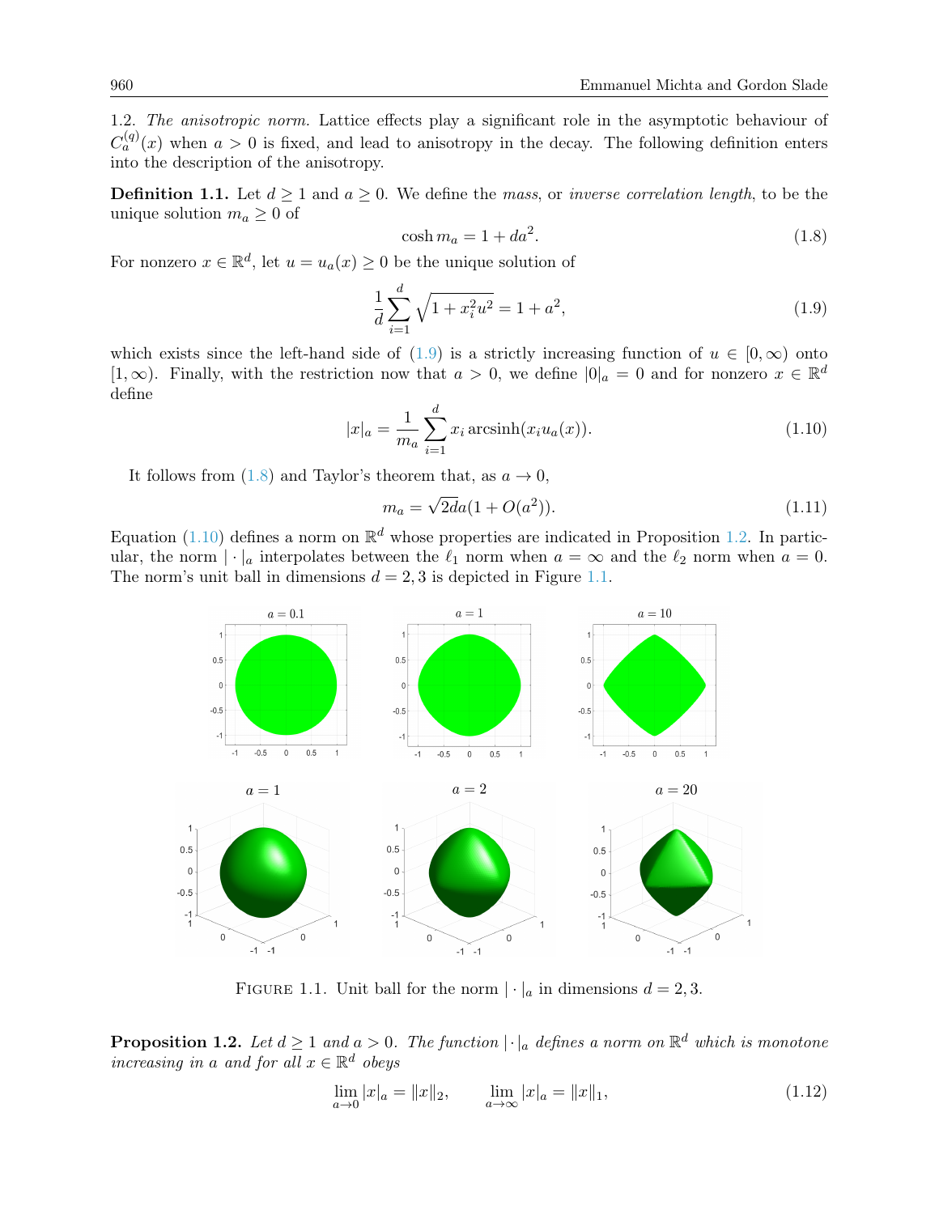1.2. *The anisotropic norm.* Lattice effects play a significant role in the asymptotic behaviour of $C_a^{(q)}(x)$ when $a > 0$ is fixed, and lead to anisotropy in the decay. The following definition enters into the description of the anisotropy.

**Definition 1.1.** Let $d \geq 1$ and $a \geq 0$. We define the *mass*, or *inverse correlation length*, to be the unique solution $m_a \geq 0$ of

$$\cosh m_a = 1 + da^2. \tag{1.8}$$

For nonzero $x \in \mathbb{R}^d$, let $u = u_a(x) \geq 0$ be the unique solution of

$$\frac{1}{d}\sum_{i=1}^{d} \sqrt{1 + x_i^2 u^2} = 1 + a^2, \tag{1.9}$$

which exists since the left-hand side of (1.9) is a strictly increasing function of $u \in [0, \infty)$ onto $[1, \infty)$. Finally, with the restriction now that $a > 0$, we define $|0|_a = 0$ and for nonzero $x \in \mathbb{R}^d$ define

$$|x|_a = \frac{1}{m_a}\sum_{i=1}^{d} x_i \operatorname{arcsinh}(x_i u_a(x)). \tag{1.10}$$

It follows from (1.8) and Taylor's theorem that, as $a \to 0$,

$$m_a = \sqrt{2d}a(1 + O(a^2)). \tag{1.11}$$

Equation (1.10) defines a norm on $\mathbb{R}^d$ whose properties are indicated in Proposition 1.2. In particular, the norm $|\cdot|_a$ interpolates between the $\ell_1$ norm when $a = \infty$ and the $\ell_2$ norm when $a = 0$. The norm's unit ball in dimensions $d = 2, 3$ is depicted in Figure 1.1.

FIGURE 1.1. Unit ball for the norm $|\cdot|_a$ in dimensions $d = 2, 3$.

**Proposition 1.2.** *Let $d \geq 1$ and $a > 0$. The function $|\cdot|_a$ defines a norm on $\mathbb{R}^d$ which is monotone increasing in $a$ and for all $x \in \mathbb{R}^d$ obeys*

$$\lim_{a \to 0} |x|_a = \|x\|_2, \qquad \lim_{a \to \infty} |x|_a = \|x\|_1, \tag{1.12}$$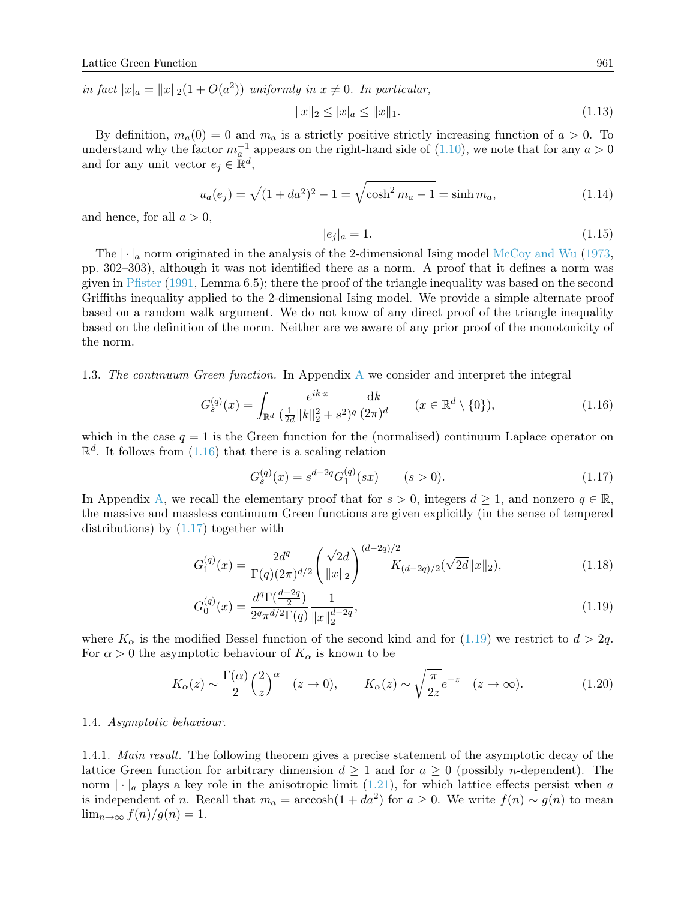*in fact* $|x|_a = \|x\|_2(1 + O(a^2))$ *uniformly in* $x \neq 0$*. In particular,*

$$\|x\|_2 \leq |x|_a \leq \|x\|_1. \tag{1.13}$$

By definition, $m_a(0) = 0$ and $m_a$ is a strictly positive strictly increasing function of $a > 0$. To understand why the factor $m_a^{-1}$ appears on the right-hand side of (1.10), we note that for any $a > 0$ and for any unit vector $e_j \in \mathbb{R}^d$,

$$u_a(e_j) = \sqrt{(1 + da^2)^2 - 1} = \sqrt{\cosh^2 m_a - 1} = \sinh m_a, \tag{1.14}$$

and hence, for all $a > 0$,

$$|e_j|_a = 1. \tag{1.15}$$

The $|\cdot|_a$ norm originated in the analysis of the 2-dimensional Ising model McCoy and Wu (1973, pp. 302–303), although it was not identified there as a norm. A proof that it defines a norm was given in Pfister (1991, Lemma 6.5); there the proof of the triangle inequality was based on the second Griffiths inequality applied to the 2-dimensional Ising model. We provide a simple alternate proof based on a random walk argument. We do not know of any direct proof of the triangle inequality based on the definition of the norm. Neither are we aware of any prior proof of the monotonicity of the norm.

1.3. *The continuum Green function.* In Appendix A we consider and interpret the integral

$$G_s^{(q)}(x) = \int_{\mathbb{R}^d} \frac{e^{ik\cdot x}}{(\frac{1}{2d}\|k\|_2^2 + s^2)^q} \frac{\mathrm{d}k}{(2\pi)^d} \qquad (x \in \mathbb{R}^d \setminus \{0\}), \tag{1.16}$$

which in the case $q = 1$ is the Green function for the (normalised) continuum Laplace operator on $\mathbb{R}^d$. It follows from (1.16) that there is a scaling relation

$$G_s^{(q)}(x) = s^{d-2q} G_1^{(q)}(sx) \qquad (s > 0). \tag{1.17}$$

In Appendix A, we recall the elementary proof that for $s > 0$, integers $d \geq 1$, and nonzero $q \in \mathbb{R}$, the massive and massless continuum Green functions are given explicitly (in the sense of tempered distributions) by (1.17) together with

$$G_1^{(q)}(x) = \frac{2d^q}{\Gamma(q)(2\pi)^{d/2}} \left( \frac{\sqrt{2d}}{\|x\|_2} \right)^{(d-2q)/2} K_{(d-2q)/2}(\sqrt{2d}\|x\|_2), \tag{1.18}$$

$$G_0^{(q)}(x) = \frac{d^q \Gamma(\frac{d-2q}{2})}{2^q \pi^{d/2} \Gamma(q)} \frac{1}{\|x\|_2^{d-2q}}, \tag{1.19}$$

where $K_\alpha$ is the modified Bessel function of the second kind and for (1.19) we restrict to $d > 2q$. For $\alpha > 0$ the asymptotic behaviour of $K_\alpha$ is known to be

$$K_\alpha(z) \sim \frac{\Gamma(\alpha)}{2}\Big(\frac{2}{z}\Big)^\alpha \quad (z \to 0), \qquad K_\alpha(z) \sim \sqrt{\frac{\pi}{2z}} e^{-z} \quad (z \to \infty). \tag{1.20}$$

1.4. *Asymptotic behaviour.*

1.4.1. *Main result.* The following theorem gives a precise statement of the asymptotic decay of the lattice Green function for arbitrary dimension $d \geq 1$ and for $a \geq 0$ (possibly $n$-dependent). The norm $|\cdot|_a$ plays a key role in the anisotropic limit (1.21), for which lattice effects persist when $a$ is independent of $n$. Recall that $m_a = \operatorname{arccosh}(1 + da^2)$ for $a \geq 0$. We write $f(n) \sim g(n)$ to mean $\lim_{n\to\infty} f(n)/g(n) = 1$.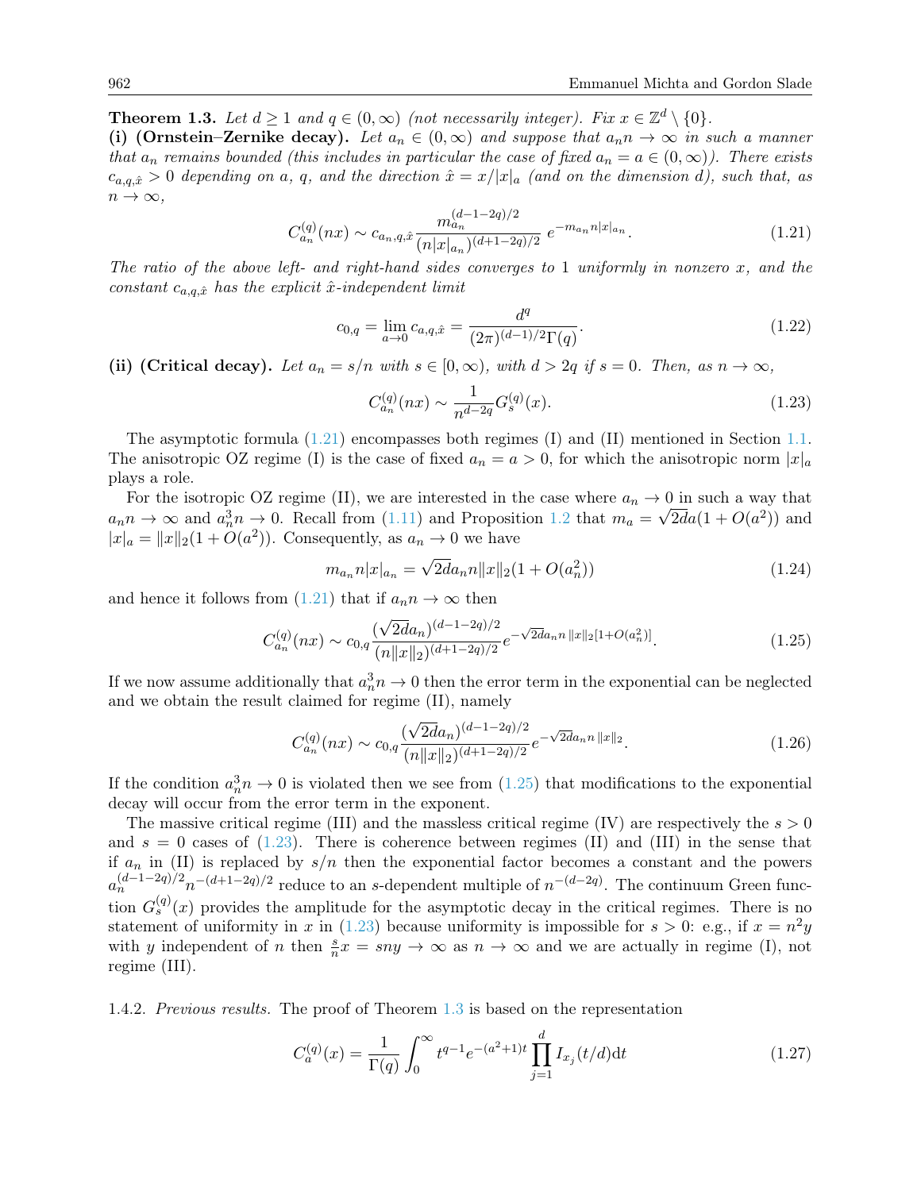**Theorem 1.3.** *Let $d \geq 1$ and $q \in (0, \infty)$ (not necessarily integer). Fix $x \in \mathbb{Z}^d \setminus \{0\}$.*

**(i) (Ornstein–Zernike decay).** *Let $a_n \in (0,\infty)$ and suppose that $a_n n \to \infty$ in such a manner that $a_n$ remains bounded (this includes in particular the case of fixed $a_n = a \in (0,\infty)$). There exists $c_{a,q,\hat{x}} > 0$ depending on $a$, $q$, and the direction $\hat{x} = x/|x|_a$ (and on the dimension $d$), such that, as $n \to \infty$,*

$$C^{(q)}_{a_n}(nx) \sim c_{a_n,q,\hat{x}} \frac{m_{a_n}^{(d-1-2q)/2}}{(n|x|_{a_n})^{(d+1-2q)/2}} \, e^{-m_{a_n} n |x|_{a_n}}. \tag{1.21}$$

*The ratio of the above left- and right-hand sides converges to 1 uniformly in nonzero $x$, and the constant $c_{a,q,\hat{x}}$ has the explicit $\hat{x}$-independent limit*

$$c_{0,q} = \lim_{a \to 0} c_{a,q,\hat{x}} = \frac{d^q}{(2\pi)^{(d-1)/2}\Gamma(q)}. \tag{1.22}$$

**(ii) (Critical decay).** *Let $a_n = s/n$ with $s \in [0,\infty)$, with $d > 2q$ if $s = 0$. Then, as $n \to \infty$,*

$$C^{(q)}_{a_n}(nx) \sim \frac{1}{n^{d-2q}} G^{(q)}_s(x). \tag{1.23}$$

The asymptotic formula (1.21) encompasses both regimes (I) and (II) mentioned in Section 1.1. The anisotropic OZ regime (I) is the case of fixed $a_n = a > 0$, for which the anisotropic norm $|x|_a$ plays a role.

For the isotropic OZ regime (II), we are interested in the case where $a_n \to 0$ in such a way that $a_n n \to \infty$ and $a_n^3 n \to 0$. Recall from (1.11) and Proposition 1.2 that $m_a = \sqrt{2d}a(1 + O(a^2))$ and $|x|_a = \|x\|_2(1 + O(a^2))$. Consequently, as $a_n \to 0$ we have

$$m_{a_n} n |x|_{a_n} = \sqrt{2d} a_n n \|x\|_2 (1 + O(a_n^2)) \tag{1.24}$$

and hence it follows from (1.21) that if $a_n n \to \infty$ then

$$C^{(q)}_{a_n}(nx) \sim c_{0,q} \frac{(\sqrt{2d}a_n)^{(d-1-2q)/2}}{(n\|x\|_2)^{(d+1-2q)/2}} e^{-\sqrt{2d}a_n n \|x\|_2 [1+O(a_n^2)]}. \tag{1.25}$$

If we now assume additionally that $a_n^3 n \to 0$ then the error term in the exponential can be neglected and we obtain the result claimed for regime (II), namely

$$C^{(q)}_{a_n}(nx) \sim c_{0,q} \frac{(\sqrt{2d}a_n)^{(d-1-2q)/2}}{(n\|x\|_2)^{(d+1-2q)/2}} e^{-\sqrt{2d}a_n n \|x\|_2}. \tag{1.26}$$

If the condition $a_n^3 n \to 0$ is violated then we see from (1.25) that modifications to the exponential decay will occur from the error term in the exponent.

The massive critical regime (III) and the massless critical regime (IV) are respectively the $s > 0$ and $s = 0$ cases of (1.23). There is coherence between regimes (II) and (III) in the sense that if $a_n$ in (II) is replaced by $s/n$ then the exponential factor becomes a constant and the powers $a_n^{(d-1-2q)/2} n^{-(d+1-2q)/2}$ reduce to an $s$-dependent multiple of $n^{-(d-2q)}$. The continuum Green function $G^{(q)}_s(x)$ provides the amplitude for the asymptotic decay in the critical regimes. There is no statement of uniformity in $x$ in (1.23) because uniformity is impossible for $s > 0$: e.g., if $x = n^2 y$ with $y$ independent of $n$ then $\frac{s}{n} x = sny \to \infty$ as $n \to \infty$ and we are actually in regime (I), not regime (III).

1.4.2. *Previous results.* The proof of Theorem 1.3 is based on the representation

$$C^{(q)}_a(x) = \frac{1}{\Gamma(q)} \int_0^\infty t^{q-1} e^{-(a^2+1)t} \prod_{j=1}^d I_{x_j}(t/d) \mathrm{d}t \tag{1.27}$$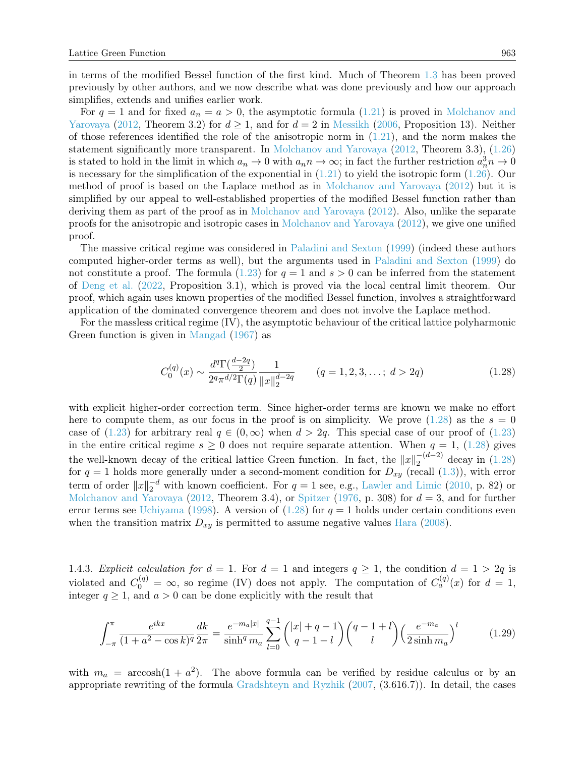in terms of the modified Bessel function of the first kind. Much of Theorem 1.3 has been proved previously by other authors, and we now describe what was done previously and how our approach simplifies, extends and unifies earlier work.

For $q = 1$ and for fixed $a_n = a > 0$, the asymptotic formula (1.21) is proved in Molchanov and Yarovaya (2012, Theorem 3.2) for $d \geq 1$, and for $d = 2$ in Messikh (2006, Proposition 13). Neither of those references identified the role of the anisotropic norm in (1.21), and the norm makes the statement significantly more transparent. In Molchanov and Yarovaya (2012, Theorem 3.3), (1.26) is stated to hold in the limit in which $a_n \to 0$ with $a_n n \to \infty$; in fact the further restriction $a_n^3 n \to 0$ is necessary for the simplification of the exponential in (1.21) to yield the isotropic form (1.26). Our method of proof is based on the Laplace method as in Molchanov and Yarovaya (2012) but it is simplified by our appeal to well-established properties of the modified Bessel function rather than deriving them as part of the proof as in Molchanov and Yarovaya (2012). Also, unlike the separate proofs for the anisotropic and isotropic cases in Molchanov and Yarovaya (2012), we give one unified proof.

The massive critical regime was considered in Paladini and Sexton (1999) (indeed these authors computed higher-order terms as well), but the arguments used in Paladini and Sexton (1999) do not constitute a proof. The formula (1.23) for $q = 1$ and $s > 0$ can be inferred from the statement of Deng et al. (2022, Proposition 3.1), which is proved via the local central limit theorem. Our proof, which again uses known properties of the modified Bessel function, involves a straightforward application of the dominated convergence theorem and does not involve the Laplace method.

For the massless critical regime (IV), the asymptotic behaviour of the critical lattice polyharmonic Green function is given in Mangad (1967) as

$$C_0^{(q)}(x) \sim \frac{d^q \Gamma(\frac{d-2q}{2})}{2^q \pi^{d/2} \Gamma(q)} \frac{1}{\|x\|_2^{d-2q}} \qquad (q = 1, 2, 3, \ldots;\ d > 2q) \tag{1.28}$$

with explicit higher-order correction term. Since higher-order terms are known we make no effort here to compute them, as our focus in the proof is on simplicity. We prove (1.28) as the $s = 0$ case of (1.23) for arbitrary real $q \in (0, \infty)$ when $d > 2q$. This special case of our proof of (1.23) in the entire critical regime $s \geq 0$ does not require separate attention. When $q = 1$, (1.28) gives the well-known decay of the critical lattice Green function. In fact, the $\|x\|_2^{-(d-2)}$ decay in (1.28) for $q = 1$ holds more generally under a second-moment condition for $D_{xy}$ (recall (1.3)), with error term of order $\|x\|_2^{-d}$ with known coefficient. For $q = 1$ see, e.g., Lawler and Limic (2010, p. 82) or Molchanov and Yarovaya (2012, Theorem 3.4), or Spitzer (1976, p. 308) for $d = 3$, and for further error terms see Uchiyama (1998). A version of (1.28) for $q = 1$ holds under certain conditions even when the transition matrix $D_{xy}$ is permitted to assume negative values Hara (2008).

1.4.3. *Explicit calculation for $d = 1$.* For $d = 1$ and integers $q \geq 1$, the condition $d = 1 > 2q$ is violated and $C_0^{(q)} = \infty$, so regime (IV) does not apply. The computation of $C_a^{(q)}(x)$ for $d = 1$, integer $q \geq 1$, and $a > 0$ can be done explicitly with the result that

$$\int_{-\pi}^{\pi} \frac{e^{ikx}}{(1 + a^2 - \cos k)^q} \frac{dk}{2\pi} = \frac{e^{-m_a |x|}}{\sinh^q m_a} \sum_{l=0}^{q-1} \binom{|x| + q - 1}{q - 1 - l} \binom{q - 1 + l}{l} \Big( \frac{e^{-m_a}}{2 \sinh m_a} \Big)^l \tag{1.29}$$

with $m_a = \operatorname{arccosh}(1 + a^2)$. The above formula can be verified by residue calculus or by an appropriate rewriting of the formula Gradshteyn and Ryzhik (2007, (3.616.7)). In detail, the cases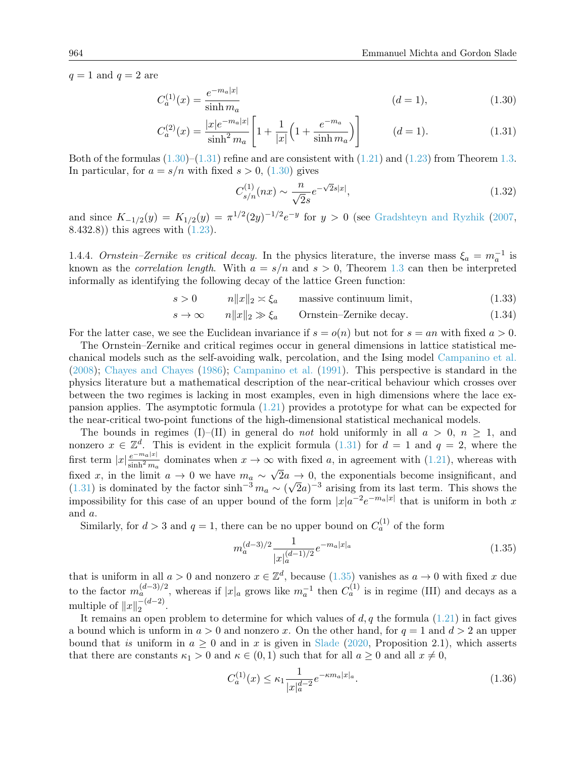$q = 1$ and $q = 2$ are

$$C_a^{(1)}(x) = \frac{e^{-m_a|x|}}{\sinh m_a} \qquad (d = 1), \tag{1.30}$$

$$C_a^{(2)}(x) = \frac{|x|e^{-m_a|x|}}{\sinh^2 m_a}\left[1 + \frac{1}{|x|}\Big(1 + \frac{e^{-m_a}}{\sinh m_a}\Big)\right] \qquad (d = 1). \tag{1.31}$$

Both of the formulas (1.30)–(1.31) refine and are consistent with (1.21) and (1.23) from Theorem 1.3. In particular, for $a = s/n$ with fixed $s > 0$, (1.30) gives

$$C_{s/n}^{(1)}(nx) \sim \frac{n}{\sqrt{2s}} e^{-\sqrt{2s}|x|}, \tag{1.32}$$

and since $K_{-1/2}(y) = K_{1/2}(y) = \pi^{1/2}(2y)^{-1/2}e^{-y}$ for $y > 0$ (see Gradshteyn and Ryzhik (2007, 8.432.8)) this agrees with (1.23).

1.4.4. *Ornstein–Zernike vs critical decay.* In the physics literature, the inverse mass $\xi_a = m_a^{-1}$ is known as the *correlation length*. With $a = s/n$ and $s > 0$, Theorem 1.3 can then be interpreted informally as identifying the following decay of the lattice Green function:

$$s > 0 \qquad n\|x\|_2 \asymp \xi_a \qquad \text{massive continuum limit}, \tag{1.33}$$

$$s \to \infty \qquad n\|x\|_2 \gg \xi_a \qquad \text{Ornstein–Zernike decay}. \tag{1.34}$$

For the latter case, we see the Euclidean invariance if $s = o(n)$ but not for $s = an$ with fixed $a > 0$.

The Ornstein–Zernike and critical regimes occur in general dimensions in lattice statistical mechanical models such as the self-avoiding walk, percolation, and the Ising model Campanino et al. (2008); Chayes and Chayes (1986); Campanino et al. (1991). This perspective is standard in the physics literature but a mathematical description of the near-critical behaviour which crosses over between the two regimes is lacking in most examples, even in high dimensions where the lace expansion applies. The asymptotic formula (1.21) provides a prototype for what can be expected for the near-critical two-point functions of the high-dimensional statistical mechanical models.

The bounds in regimes (I)–(II) in general do *not* hold uniformly in all $a > 0$, $n \geq 1$, and nonzero $x \in \mathbb{Z}^d$. This is evident in the explicit formula (1.31) for $d = 1$ and $q = 2$, where the first term $|x|\frac{e^{-m_a|x|}}{\sinh^2 m_a}$ dominates when $x \to \infty$ with fixed $a$, in agreement with (1.21), whereas with fixed $x$, in the limit $a \to 0$ we have $m_a \sim \sqrt{2}a \to 0$, the exponentials become insignificant, and (1.31) is dominated by the factor $\sinh^{-3} m_a \sim (\sqrt{2}a)^{-3}$ arising from its last term. This shows the impossibility for this case of an upper bound of the form $|x|a^{-2}e^{-m_a|x|}$ that is uniform in both $x$ and $a$.

Similarly, for $d > 3$ and $q = 1$, there can be no upper bound on $C_a^{(1)}$ of the form

$$m_a^{(d-3)/2}\frac{1}{|x|_a^{(d-1)/2}}e^{-m_a|x|_a} \tag{1.35}$$

that is uniform in all $a > 0$ and nonzero $x \in \mathbb{Z}^d$, because (1.35) vanishes as $a \to 0$ with fixed $x$ due to the factor $m_a^{(d-3)/2}$, whereas if $|x|_a$ grows like $m_a^{-1}$ then $C_a^{(1)}$ is in regime (III) and decays as a multiple of $\|x\|_2^{-(d-2)}$.

It remains an open problem to determine for which values of $d, q$ the formula (1.21) in fact gives a bound which is uniform in $a > 0$ and nonzero $x$. On the other hand, for $q = 1$ and $d > 2$ an upper bound that *is* uniform in $a \geq 0$ and in $x$ is given in Slade (2020, Proposition 2.1), which asserts that there are constants $\kappa_1 > 0$ and $\kappa \in (0, 1)$ such that for all $a \geq 0$ and all $x \neq 0$,

$$C_a^{(1)}(x) \leq \kappa_1 \frac{1}{|x|_a^{d-2}}e^{-\kappa m_a|x|_a}. \tag{1.36}$$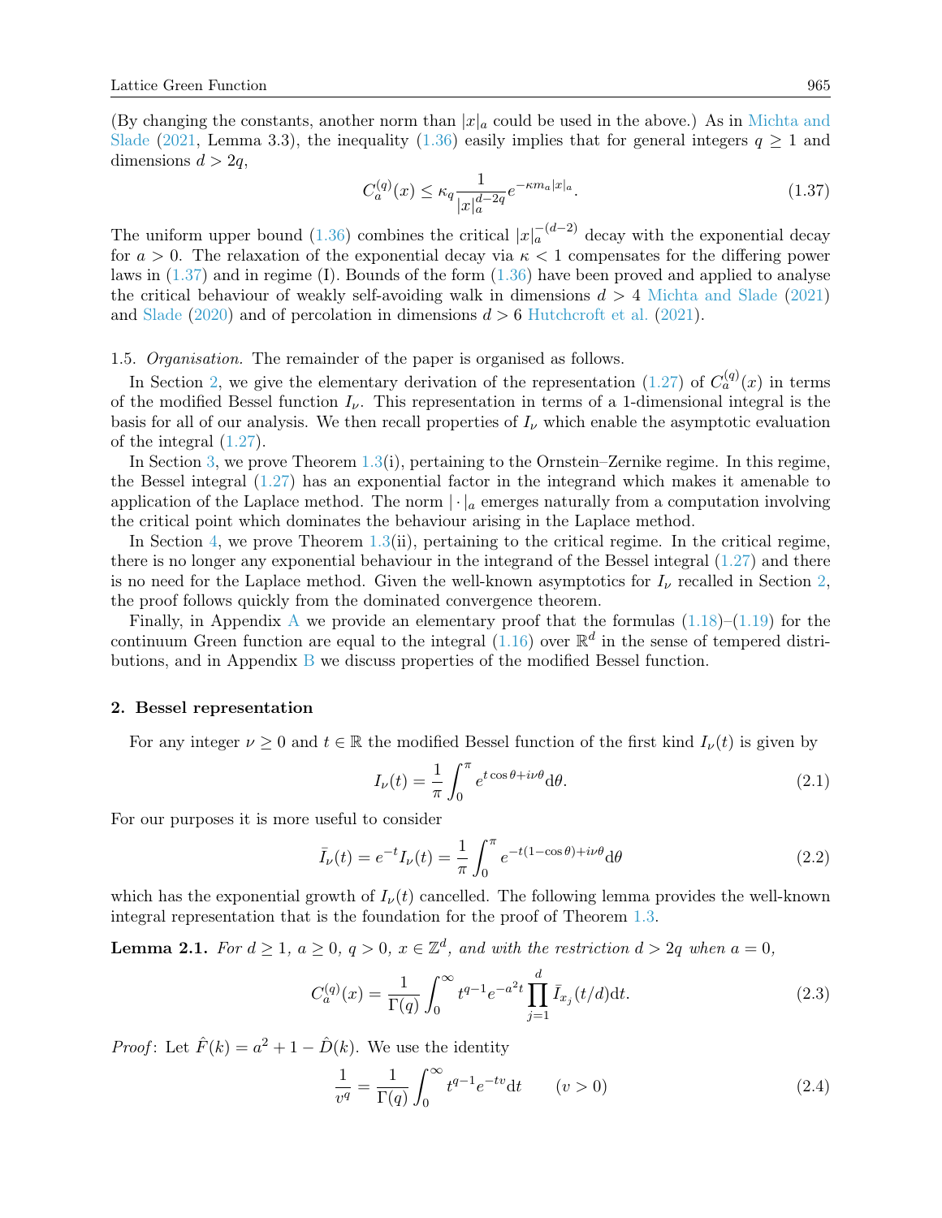(By changing the constants, another norm than $|x|_a$ could be used in the above.) As in Michta and Slade (2021, Lemma 3.3), the inequality (1.36) easily implies that for general integers $q \geq 1$ and dimensions $d > 2q$,

$$C_a^{(q)}(x) \leq \kappa_q \frac{1}{|x|_a^{d-2q}} e^{-\kappa m_a |x|_a}. \tag{1.37}$$

The uniform upper bound (1.36) combines the critical $|x|_a^{-(d-2)}$ decay with the exponential decay for $a > 0$. The relaxation of the exponential decay via $\kappa < 1$ compensates for the differing power laws in (1.37) and in regime (I). Bounds of the form (1.36) have been proved and applied to analyse the critical behaviour of weakly self-avoiding walk in dimensions $d > 4$ Michta and Slade (2021) and Slade (2020) and of percolation in dimensions $d > 6$ Hutchcroft et al. (2021).

1.5. *Organisation.* The remainder of the paper is organised as follows.

In Section 2, we give the elementary derivation of the representation (1.27) of $C_a^{(q)}(x)$ in terms of the modified Bessel function $I_\nu$. This representation in terms of a 1-dimensional integral is the basis for all of our analysis. We then recall properties of $I_\nu$ which enable the asymptotic evaluation of the integral (1.27).

In Section 3, we prove Theorem 1.3(i), pertaining to the Ornstein–Zernike regime. In this regime, the Bessel integral (1.27) has an exponential factor in the integrand which makes it amenable to application of the Laplace method. The norm $|\cdot|_a$ emerges naturally from a computation involving the critical point which dominates the behaviour arising in the Laplace method.

In Section 4, we prove Theorem 1.3(ii), pertaining to the critical regime. In the critical regime, there is no longer any exponential behaviour in the integrand of the Bessel integral (1.27) and there is no need for the Laplace method. Given the well-known asymptotics for $I_\nu$ recalled in Section 2, the proof follows quickly from the dominated convergence theorem.

Finally, in Appendix A we provide an elementary proof that the formulas (1.18)–(1.19) for the continuum Green function are equal to the integral (1.16) over $\mathbb{R}^d$ in the sense of tempered distributions, and in Appendix B we discuss properties of the modified Bessel function.

## 2. Bessel representation

For any integer $\nu \geq 0$ and $t \in \mathbb{R}$ the modified Bessel function of the first kind $I_\nu(t)$ is given by

$$I_\nu(t) = \frac{1}{\pi} \int_0^\pi e^{t \cos\theta + i\nu\theta} \mathrm{d}\theta. \tag{2.1}$$

For our purposes it is more useful to consider

$$\bar{I}_\nu(t) = e^{-t} I_\nu(t) = \frac{1}{\pi} \int_0^\pi e^{-t(1-\cos\theta) + i\nu\theta} \mathrm{d}\theta \tag{2.2}$$

which has the exponential growth of $I_\nu(t)$ cancelled. The following lemma provides the well-known integral representation that is the foundation for the proof of Theorem 1.3.

**Lemma 2.1.** *For $d \geq 1$, $a \geq 0$, $q > 0$, $x \in \mathbb{Z}^d$, and with the restriction $d > 2q$ when $a = 0$,*

$$C_a^{(q)}(x) = \frac{1}{\Gamma(q)} \int_0^\infty t^{q-1} e^{-a^2 t} \prod_{j=1}^d \bar{I}_{x_j}(t/d) \mathrm{d}t. \tag{2.3}$$

*Proof*: Let $\hat{F}(k) = a^2 + 1 - \hat{D}(k)$. We use the identity

$$\frac{1}{v^q} = \frac{1}{\Gamma(q)} \int_0^\infty t^{q-1} e^{-tv} \mathrm{d}t \qquad (v > 0) \tag{2.4}$$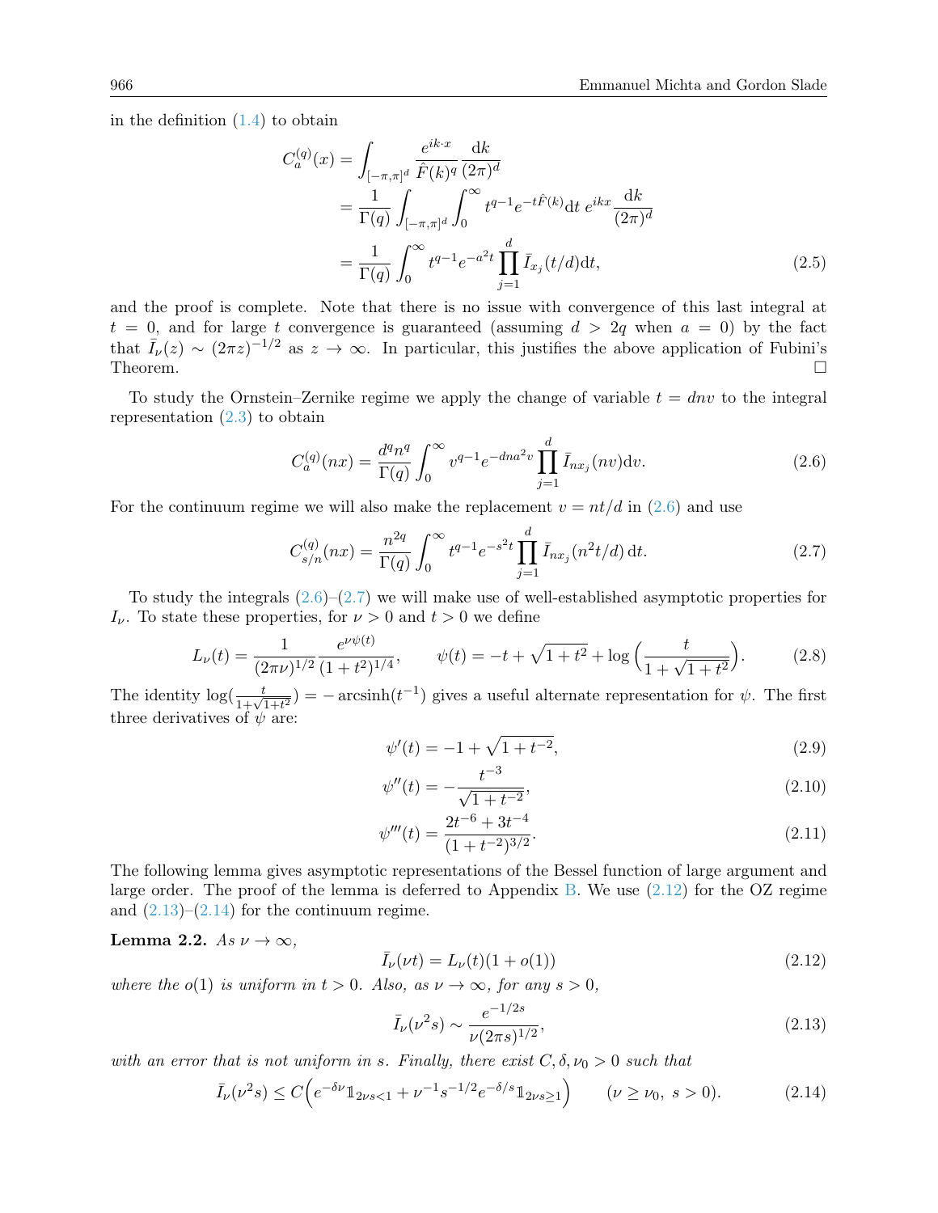in the definition (1.4) to obtain

$$
\begin{aligned}
C_a^{(q)}(x) &= \int_{[-\pi,\pi]^d} \frac{e^{ik\cdot x}}{\hat{F}(k)^q} \frac{\mathrm{d}k}{(2\pi)^d} \\
&= \frac{1}{\Gamma(q)} \int_{[-\pi,\pi]^d} \int_0^\infty t^{q-1} e^{-t\hat{F}(k)} \mathrm{d}t \; e^{ikx} \frac{\mathrm{d}k}{(2\pi)^d} \\
&= \frac{1}{\Gamma(q)} \int_0^\infty t^{q-1} e^{-a^2 t} \prod_{j=1}^d \bar{I}_{x_j}(t/d) \mathrm{d}t, \qquad (2.5)
\end{aligned}
$$

and the proof is complete. Note that there is no issue with convergence of this last integral at $t = 0$, and for large $t$ convergence is guaranteed (assuming $d > 2q$ when $a = 0$) by the fact that $\bar{I}_\nu(z) \sim (2\pi z)^{-1/2}$ as $z \to \infty$. In particular, this justifies the above application of Fubini's Theorem. □

To study the Ornstein–Zernike regime we apply the change of variable $t = dnv$ to the integral representation (2.3) to obtain

$$
C_a^{(q)}(nx) = \frac{d^q n^q}{\Gamma(q)} \int_0^\infty v^{q-1} e^{-dna^2 v} \prod_{j=1}^d \bar{I}_{nx_j}(nv) \mathrm{d}v. \qquad (2.6)
$$

For the continuum regime we will also make the replacement $v = nt/d$ in (2.6) and use

$$
C_{s/n}^{(q)}(nx) = \frac{n^{2q}}{\Gamma(q)} \int_0^\infty t^{q-1} e^{-s^2 t} \prod_{j=1}^d \bar{I}_{nx_j}(n^2 t/d) \, \mathrm{d}t. \qquad (2.7)
$$

To study the integrals (2.6)–(2.7) we will make use of well-established asymptotic properties for $I_\nu$. To state these properties, for $\nu > 0$ and $t > 0$ we define

$$
L_\nu(t) = \frac{1}{(2\pi\nu)^{1/2}} \frac{e^{\nu\psi(t)}}{(1+t^2)^{1/4}}, \qquad \psi(t) = -t + \sqrt{1+t^2} + \log\Big(\frac{t}{1+\sqrt{1+t^2}}\Big). \qquad (2.8)
$$

The identity $\log(\frac{t}{1+\sqrt{1+t^2}}) = -\operatorname{arcsinh}(t^{-1})$ gives a useful alternate representation for $\psi$. The first three derivatives of $\psi$ are:

$$
\psi'(t) = -1 + \sqrt{1+t^{-2}}, \qquad (2.9)
$$

$$
\psi''(t) = -\frac{t^{-3}}{\sqrt{1+t^{-2}}}, \qquad (2.10)
$$

$$
\psi'''(t) = \frac{2t^{-6} + 3t^{-4}}{(1+t^{-2})^{3/2}}. \qquad (2.11)
$$

The following lemma gives asymptotic representations of the Bessel function of large argument and large order. The proof of the lemma is deferred to Appendix B. We use (2.12) for the OZ regime and (2.13)–(2.14) for the continuum regime.

**Lemma 2.2.** *As $\nu \to \infty$,*

$$
\bar{I}_\nu(\nu t) = L_\nu(t)(1 + o(1)) \qquad (2.12)
$$

*where the $o(1)$ is uniform in $t > 0$. Also, as $\nu \to \infty$, for any $s > 0$,*

$$
\bar{I}_\nu(\nu^2 s) \sim \frac{e^{-1/2s}}{\nu(2\pi s)^{1/2}}, \qquad (2.13)
$$

*with an error that is not uniform in $s$. Finally, there exist $C, \delta, \nu_0 > 0$ such that*

$$
\bar{I}_\nu(\nu^2 s) \le C\Big(e^{-\delta\nu} \mathbb{1}_{2\nu s < 1} + \nu^{-1} s^{-1/2} e^{-\delta/s} \mathbb{1}_{2\nu s \ge 1}\Big) \qquad (\nu \ge \nu_0, \; s > 0). \qquad (2.14)
$$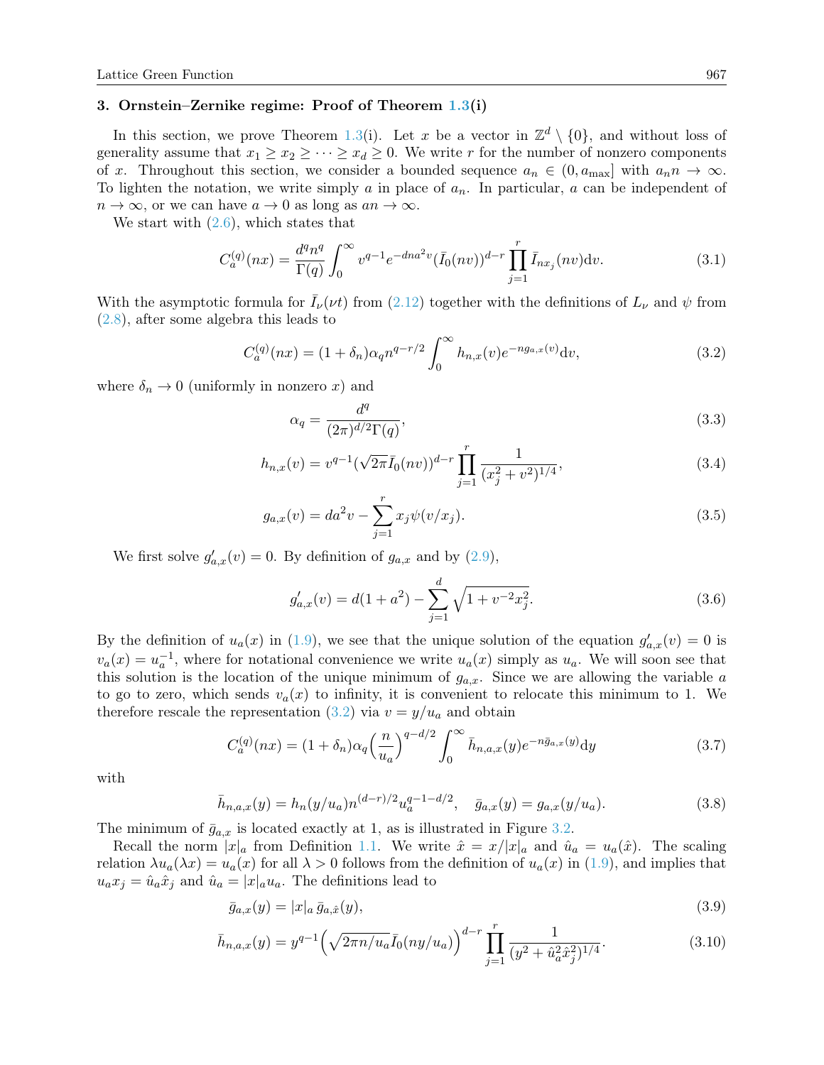## 3. Ornstein–Zernike regime: Proof of Theorem 1.3(i)

In this section, we prove Theorem 1.3(i). Let $x$ be a vector in $\mathbb{Z}^d \setminus \{0\}$, and without loss of generality assume that $x_1 \geq x_2 \geq \cdots \geq x_d \geq 0$. We write $r$ for the number of nonzero components of $x$. Throughout this section, we consider a bounded sequence $a_n \in (0, a_{\max}]$ with $a_n n \to \infty$. To lighten the notation, we write simply $a$ in place of $a_n$. In particular, $a$ can be independent of $n \to \infty$, or we can have $a \to 0$ as long as $an \to \infty$.

We start with (2.6), which states that

$$C_a^{(q)}(nx) = \frac{d^q n^q}{\Gamma(q)} \int_0^\infty v^{q-1} e^{-dna^2 v} (\bar{I}_0(nv))^{d-r} \prod_{j=1}^r \bar{I}_{nx_j}(nv) \mathrm{d}v. \tag{3.1}$$

With the asymptotic formula for $\bar{I}_\nu(\nu t)$ from (2.12) together with the definitions of $L_\nu$ and $\psi$ from (2.8), after some algebra this leads to

$$C_a^{(q)}(nx) = (1+\delta_n)\alpha_q n^{q-r/2} \int_0^\infty h_{n,x}(v) e^{-n g_{a,x}(v)} \mathrm{d}v, \tag{3.2}$$

where $\delta_n \to 0$ (uniformly in nonzero $x$) and

$$\alpha_q = \frac{d^q}{(2\pi)^{d/2}\Gamma(q)}, \tag{3.3}$$

$$h_{n,x}(v) = v^{q-1}(\sqrt{2\pi}\bar{I}_0(nv))^{d-r} \prod_{j=1}^r \frac{1}{(x_j^2+v^2)^{1/4}}, \tag{3.4}$$

$$g_{a,x}(v) = da^2 v - \sum_{j=1}^r x_j \psi(v/x_j). \tag{3.5}$$

We first solve $g'_{a,x}(v) = 0$. By definition of $g_{a,x}$ and by (2.9),

$$g'_{a,x}(v) = d(1+a^2) - \sum_{j=1}^d \sqrt{1+v^{-2}x_j^2}. \tag{3.6}$$

By the definition of $u_a(x)$ in (1.9), we see that the unique solution of the equation $g'_{a,x}(v) = 0$ is $v_a(x) = u_a^{-1}$, where for notational convenience we write $u_a(x)$ simply as $u_a$. We will soon see that this solution is the location of the unique minimum of $g_{a,x}$. Since we are allowing the variable $a$ to go to zero, which sends $v_a(x)$ to infinity, it is convenient to relocate this minimum to 1. We therefore rescale the representation (3.2) via $v = y/u_a$ and obtain

$$C_a^{(q)}(nx) = (1+\delta_n)\alpha_q \Big(\frac{n}{u_a}\Big)^{q-d/2} \int_0^\infty \bar{h}_{n,a,x}(y) e^{-n\bar{g}_{a,x}(y)} \mathrm{d}y \tag{3.7}$$

with

$$\bar{h}_{n,a,x}(y) = h_n(y/u_a) n^{(d-r)/2} u_a^{q-1-d/2}, \quad \bar{g}_{a,x}(y) = g_{a,x}(y/u_a). \tag{3.8}$$

The minimum of $\bar{g}_{a,x}$ is located exactly at 1, as is illustrated in Figure 3.2.

Recall the norm $|x|_a$ from Definition 1.1. We write $\hat{x} = x/|x|_a$ and $\hat{u}_a = u_a(\hat{x})$. The scaling relation $\lambda u_a(\lambda x) = u_a(x)$ for all $\lambda > 0$ follows from the definition of $u_a(x)$ in (1.9), and implies that $u_a x_j = \hat{u}_a \hat{x}_j$ and $\hat{u}_a = |x|_a u_a$. The definitions lead to

$$\bar{g}_{a,x}(y) = |x|_a \, \bar{g}_{a,\hat{x}}(y), \tag{3.9}$$

$$\bar{h}_{n,a,x}(y) = y^{q-1}\Big(\sqrt{2\pi n/u_a}\bar{I}_0(ny/u_a)\Big)^{d-r} \prod_{j=1}^r \frac{1}{(y^2+\hat{u}_a^2\hat{x}_j^2)^{1/4}}. \tag{3.10}$$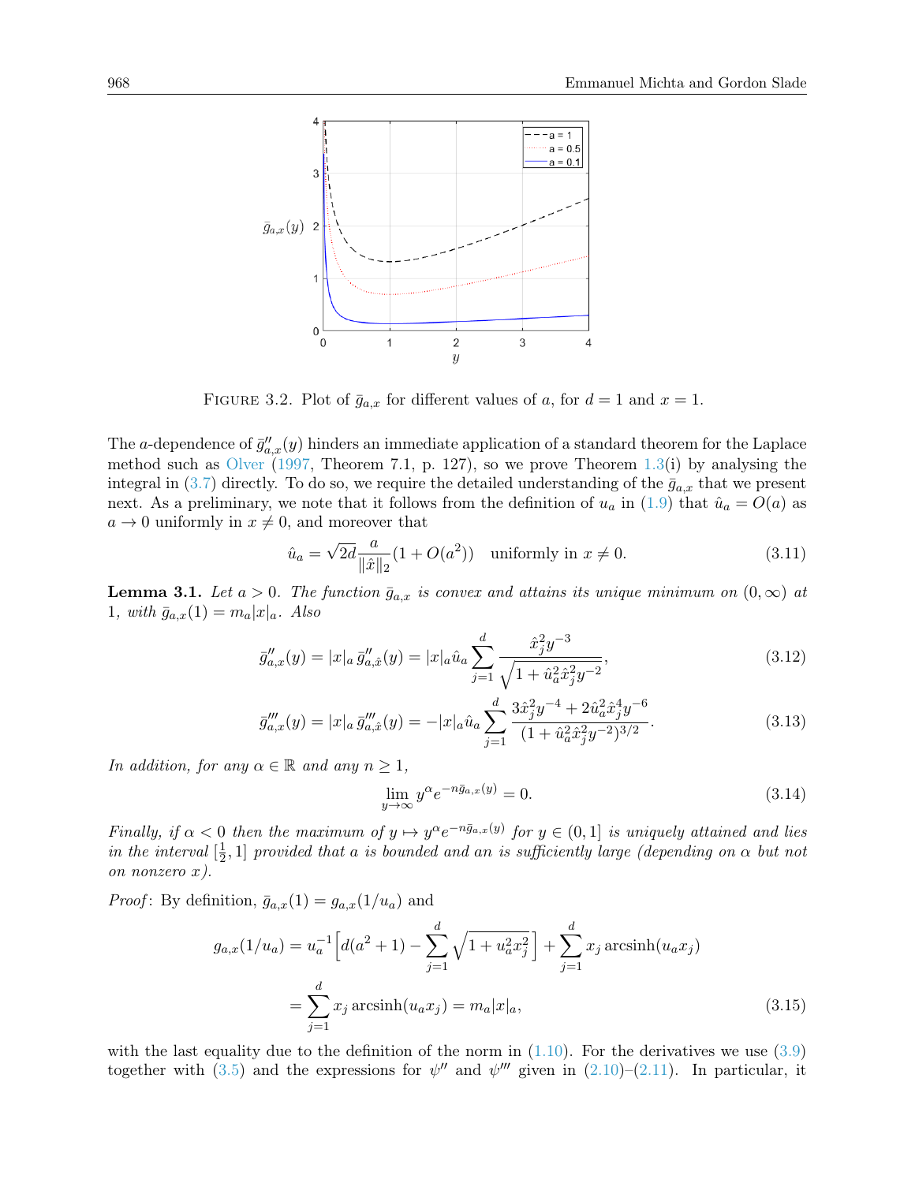FIGURE 3.2. Plot of $\bar{g}_{a,x}$ for different values of $a$, for $d = 1$ and $x = 1$.

The $a$-dependence of $\bar{g}''_{a,x}(y)$ hinders an immediate application of a standard theorem for the Laplace method such as Olver (1997, Theorem 7.1, p. 127), so we prove Theorem 1.3(i) by analysing the integral in (3.7) directly. To do so, we require the detailed understanding of the $\bar{g}_{a,x}$ that we present next. As a preliminary, we note that it follows from the definition of $u_a$ in (1.9) that $\hat{u}_a = O(a)$ as $a \to 0$ uniformly in $x \neq 0$, and moreover that

$$\hat{u}_a = \sqrt{2d}\frac{a}{\|\hat{x}\|_2}(1 + O(a^2)) \quad \text{uniformly in } x \neq 0. \tag{3.11}$$

**Lemma 3.1.** *Let $a > 0$. The function $\bar{g}_{a,x}$ is convex and attains its unique minimum on $(0, \infty)$ at 1, with $\bar{g}_{a,x}(1) = m_a|x|_a$. Also*

$$\bar{g}''_{a,x}(y) = |x|_a\, \bar{g}''_{a,\hat{x}}(y) = |x|_a \hat{u}_a \sum_{j=1}^{d} \frac{\hat{x}_j^2 y^{-3}}{\sqrt{1 + \hat{u}_a^2 \hat{x}_j^2 y^{-2}}}, \tag{3.12}$$

$$\bar{g}'''_{a,x}(y) = |x|_a\, \bar{g}'''_{a,\hat{x}}(y) = -|x|_a \hat{u}_a \sum_{j=1}^{d} \frac{3\hat{x}_j^2 y^{-4} + 2\hat{u}_a^2 \hat{x}_j^4 y^{-6}}{(1 + \hat{u}_a^2 \hat{x}_j^2 y^{-2})^{3/2}}. \tag{3.13}$$

*In addition, for any $\alpha \in \mathbb{R}$ and any $n \geq 1$,*

$$\lim_{y \to \infty} y^{\alpha} e^{-n\bar{g}_{a,x}(y)} = 0. \tag{3.14}$$

*Finally, if $\alpha < 0$ then the maximum of $y \mapsto y^{\alpha} e^{-n\bar{g}_{a,x}(y)}$ for $y \in (0, 1]$ is uniquely attained and lies in the interval $[\frac{1}{2}, 1]$ provided that $a$ is bounded and $an$ is sufficiently large (depending on $\alpha$ but not on nonzero $x$).*

*Proof*: By definition, $\bar{g}_{a,x}(1) = g_{a,x}(1/u_a)$ and

$$\begin{aligned} g_{a,x}(1/u_a) &= u_a^{-1}\Big[d(a^2+1) - \sum_{j=1}^{d}\sqrt{1 + u_a^2 x_j^2}\,\Big] + \sum_{j=1}^{d} x_j \operatorname{arcsinh}(u_a x_j) \\ &= \sum_{j=1}^{d} x_j \operatorname{arcsinh}(u_a x_j) = m_a|x|_a, \end{aligned} \tag{3.15}$$

with the last equality due to the definition of the norm in (1.10). For the derivatives we use (3.9) together with (3.5) and the expressions for $\psi''$ and $\psi'''$ given in (2.10)–(2.11). In particular, it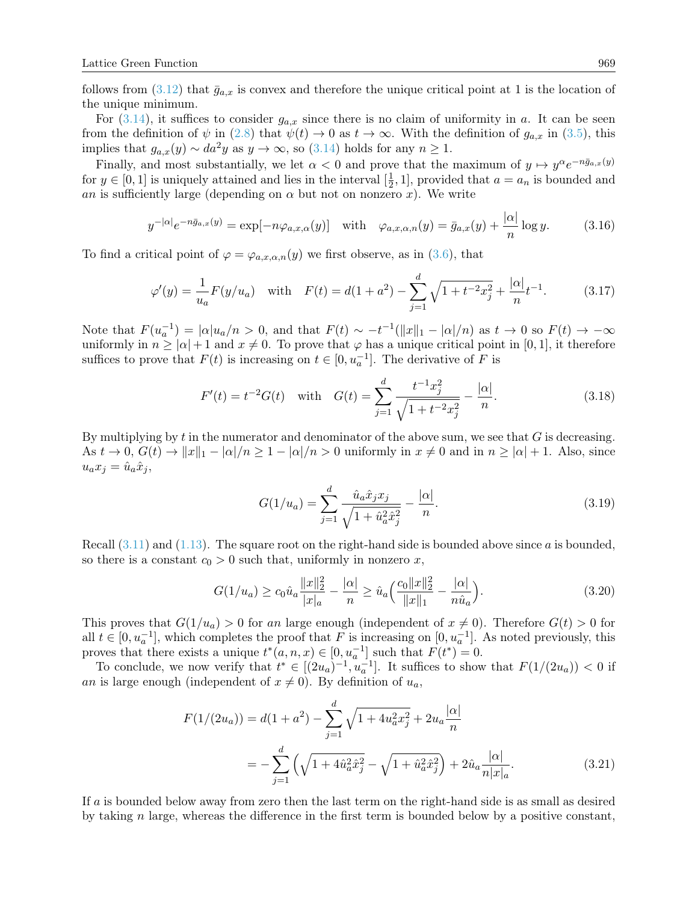follows from (3.12) that $\bar{g}_{a,x}$ is convex and therefore the unique critical point at 1 is the location of the unique minimum.

For (3.14), it suffices to consider $g_{a,x}$ since there is no claim of uniformity in $a$. It can be seen from the definition of $\psi$ in (2.8) that $\psi(t) \to 0$ as $t \to \infty$. With the definition of $g_{a,x}$ in (3.5), this implies that $g_{a,x}(y) \sim da^2 y$ as $y \to \infty$, so (3.14) holds for any $n \geq 1$.

Finally, and most substantially, we let $\alpha < 0$ and prove that the maximum of $y \mapsto y^\alpha e^{-n\bar{g}_{a,x}(y)}$ for $y \in [0,1]$ is uniquely attained and lies in the interval $[\frac{1}{2}, 1]$, provided that $a = a_n$ is bounded and $an$ is sufficiently large (depending on $\alpha$ but not on nonzero $x$). We write

$$y^{-|\alpha|} e^{-n\bar{g}_{a,x}(y)} = \exp[-n\varphi_{a,x,\alpha}(y)] \quad \text{with} \quad \varphi_{a,x,\alpha,n}(y) = \bar{g}_{a,x}(y) + \frac{|\alpha|}{n}\log y. \tag{3.16}$$

To find a critical point of $\varphi = \varphi_{a,x,\alpha,n}(y)$ we first observe, as in (3.6), that

$$\varphi'(y) = \frac{1}{u_a} F(y/u_a) \quad \text{with} \quad F(t) = d(1+a^2) - \sum_{j=1}^{d} \sqrt{1 + t^{-2}x_j^2} + \frac{|\alpha|}{n} t^{-1}. \tag{3.17}$$

Note that $F(u_a^{-1}) = |\alpha| u_a/n > 0$, and that $F(t) \sim -t^{-1}(\|x\|_1 - |\alpha|/n)$ as $t \to 0$ so $F(t) \to -\infty$ uniformly in $n \geq |\alpha| + 1$ and $x \neq 0$. To prove that $\varphi$ has a unique critical point in $[0,1]$, it therefore suffices to prove that $F(t)$ is increasing on $t \in [0, u_a^{-1}]$. The derivative of $F$ is

$$F'(t) = t^{-2} G(t) \quad \text{with} \quad G(t) = \sum_{j=1}^{d} \frac{t^{-1}x_j^2}{\sqrt{1 + t^{-2}x_j^2}} - \frac{|\alpha|}{n}. \tag{3.18}$$

By multiplying by $t$ in the numerator and denominator of the above sum, we see that $G$ is decreasing. As $t \to 0$, $G(t) \to \|x\|_1 - |\alpha|/n \geq 1 - |\alpha|/n > 0$ uniformly in $x \neq 0$ and in $n \geq |\alpha| + 1$. Also, since $u_a x_j = \hat{u}_a \hat{x}_j$,

$$G(1/u_a) = \sum_{j=1}^{d} \frac{\hat{u}_a \hat{x}_j x_j}{\sqrt{1 + \hat{u}_a^2 \hat{x}_j^2}} - \frac{|\alpha|}{n}. \tag{3.19}$$

Recall (3.11) and (1.13). The square root on the right-hand side is bounded above since $a$ is bounded, so there is a constant $c_0 > 0$ such that, uniformly in nonzero $x$,

$$G(1/u_a) \geq c_0 \hat{u}_a \frac{\|x\|_2^2}{|x|_a} - \frac{|\alpha|}{n} \geq \hat{u}_a \Big( \frac{c_0 \|x\|_2^2}{\|x\|_1} - \frac{|\alpha|}{n\hat{u}_a} \Big). \tag{3.20}$$

This proves that $G(1/u_a) > 0$ for $an$ large enough (independent of $x \neq 0$). Therefore $G(t) > 0$ for all $t \in [0, u_a^{-1}]$, which completes the proof that $F$ is increasing on $[0, u_a^{-1}]$. As noted previously, this proves that there exists a unique $t^*(a,n,x) \in [0, u_a^{-1}]$ such that $F(t^*) = 0$.

To conclude, we now verify that $t^* \in [(2u_a)^{-1}, u_a^{-1}]$. It suffices to show that $F(1/(2u_a)) < 0$ if $an$ is large enough (independent of $x \neq 0$). By definition of $u_a$,

$$\begin{aligned}
F(1/(2u_a)) &= d(1+a^2) - \sum_{j=1}^{d} \sqrt{1 + 4u_a^2 x_j^2} + 2u_a \frac{|\alpha|}{n} \\
&= -\sum_{j=1}^{d} \Big( \sqrt{1 + 4\hat{u}_a^2 \hat{x}_j^2} - \sqrt{1 + \hat{u}_a^2 \hat{x}_j^2} \Big) + 2\hat{u}_a \frac{|\alpha|}{n|x|_a}.
\end{aligned} \tag{3.21}$$

If $a$ is bounded below away from zero then the last term on the right-hand side is as small as desired by taking $n$ large, whereas the difference in the first term is bounded below by a positive constant,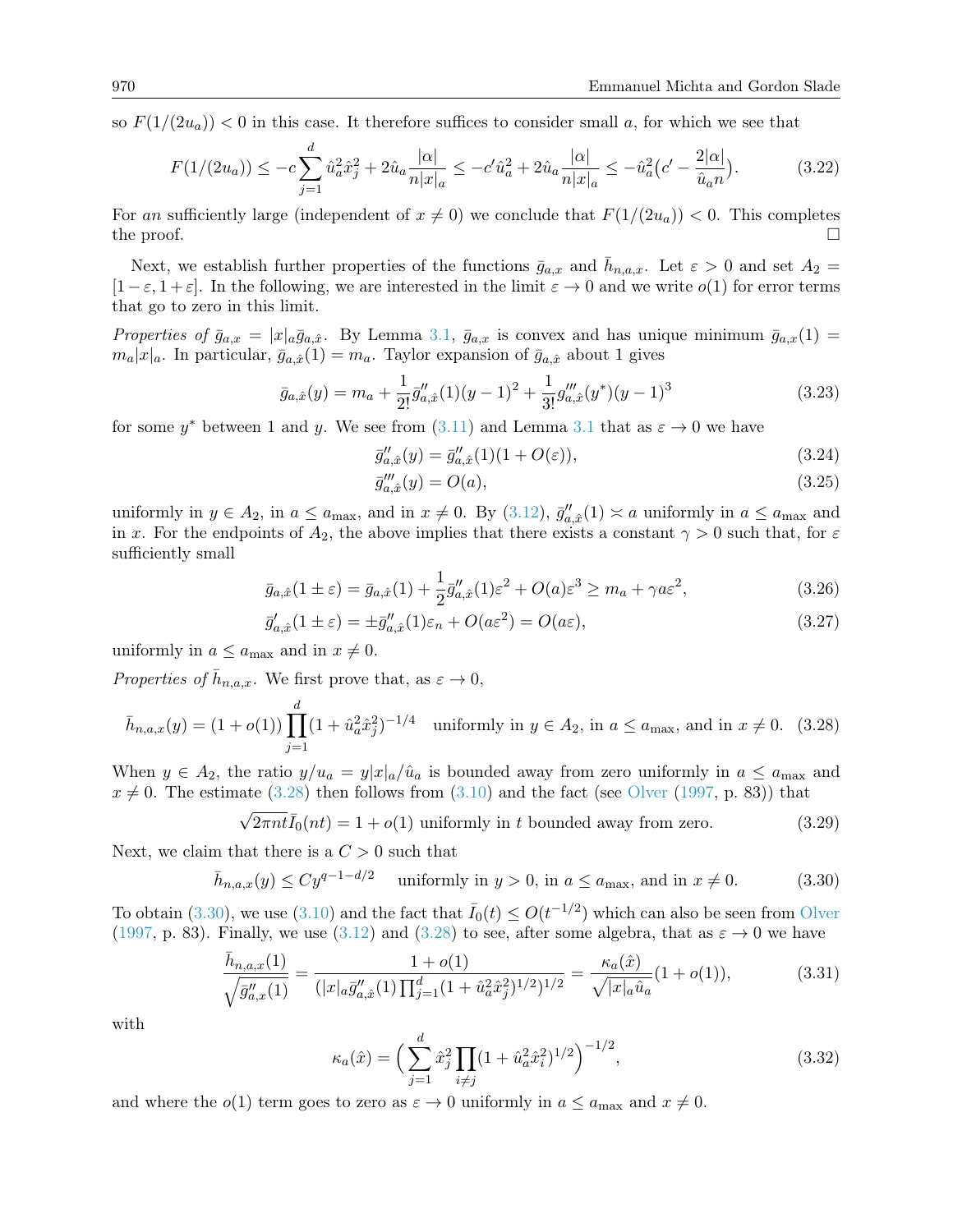so $F(1/(2u_a)) < 0$ in this case. It therefore suffices to consider small $a$, for which we see that

$$F(1/(2u_a)) \le -c\sum_{j=1}^d \hat{u}_a^2\hat{x}_j^2 + 2\hat{u}_a\frac{|\alpha|}{n|x|_a} \le -c'\hat{u}_a^2 + 2\hat{u}_a\frac{|\alpha|}{n|x|_a} \le -\hat{u}_a^2\big(c' - \frac{2|\alpha|}{\hat{u}_a n}\big). \tag{3.22}$$

For $an$ sufficiently large (independent of $x \neq 0$) we conclude that $F(1/(2u_a)) < 0$. This completes the proof. □

Next, we establish further properties of the functions $\bar{g}_{a,x}$ and $\bar{h}_{n,a,x}$. Let $\varepsilon > 0$ and set $A_2 = [1-\varepsilon, 1+\varepsilon]$. In the following, we are interested in the limit $\varepsilon \to 0$ and we write $o(1)$ for error terms that go to zero in this limit.

*Properties of* $\bar{g}_{a,x} = |x|_a\bar{g}_{a,\hat{x}}$. By Lemma 3.1, $\bar{g}_{a,x}$ is convex and has unique minimum $\bar{g}_{a,x}(1) = m_a|x|_a$. In particular, $\bar{g}_{a,\hat{x}}(1) = m_a$. Taylor expansion of $\bar{g}_{a,\hat{x}}$ about 1 gives

$$\bar{g}_{a,\hat{x}}(y) = m_a + \frac{1}{2!}\bar{g}''_{a,\hat{x}}(1)(y-1)^2 + \frac{1}{3!}g'''_{a,\hat{x}}(y^*)(y-1)^3 \tag{3.23}$$

for some $y^*$ between 1 and $y$. We see from (3.11) and Lemma 3.1 that as $\varepsilon \to 0$ we have

$$\bar{g}''_{a,\hat{x}}(y) = \bar{g}''_{a,\hat{x}}(1)(1+O(\varepsilon)), \tag{3.24}$$

$$\bar{g}'''_{a,\hat{x}}(y) = O(a), \tag{3.25}$$

uniformly in $y \in A_2$, in $a \le a_{\max}$, and in $x \neq 0$. By (3.12), $\bar{g}''_{a,\hat{x}}(1) \asymp a$ uniformly in $a \le a_{\max}$ and in $x$. For the endpoints of $A_2$, the above implies that there exists a constant $\gamma > 0$ such that, for $\varepsilon$ sufficiently small

$$\bar{g}_{a,\hat{x}}(1\pm\varepsilon) = \bar{g}_{a,\hat{x}}(1) + \frac{1}{2}\bar{g}''_{a,\hat{x}}(1)\varepsilon^2 + O(a)\varepsilon^3 \ge m_a + \gamma a\varepsilon^2, \tag{3.26}$$

$$\bar{g}'_{a,\hat{x}}(1\pm\varepsilon) = \pm\bar{g}''_{a,\hat{x}}(1)\varepsilon_n + O(a\varepsilon^2) = O(a\varepsilon), \tag{3.27}$$

uniformly in $a \le a_{\max}$ and in $x \neq 0$.

*Properties of* $\bar{h}_{n,a,x}$. We first prove that, as $\varepsilon \to 0$,

$$\bar{h}_{n,a,x}(y) = (1+o(1))\prod_{j=1}^d(1+\hat{u}_a^2\hat{x}_j^2)^{-1/4} \quad \text{uniformly in } y \in A_2, \text{ in } a \le a_{\max}, \text{ and in } x \neq 0. \tag{3.28}$$

When $y \in A_2$, the ratio $y/u_a = y|x|_a/\hat{u}_a$ is bounded away from zero uniformly in $a \le a_{\max}$ and $x \neq 0$. The estimate (3.28) then follows from (3.10) and the fact (see Olver (1997, p. 83)) that

$$\sqrt{2\pi nt}\bar{I}_0(nt) = 1 + o(1) \text{ uniformly in } t \text{ bounded away from zero.} \tag{3.29}$$

Next, we claim that there is a $C > 0$ such that

$$\bar{h}_{n,a,x}(y) \le Cy^{q-1-d/2} \quad \text{uniformly in } y > 0, \text{ in } a \le a_{\max}, \text{ and in } x \neq 0. \tag{3.30}$$

To obtain (3.30), we use (3.10) and the fact that $\bar{I}_0(t) \le O(t^{-1/2})$ which can also be seen from Olver (1997, p. 83). Finally, we use (3.12) and (3.28) to see, after some algebra, that as $\varepsilon \to 0$ we have

$$\frac{\bar{h}_{n,a,x}(1)}{\sqrt{\bar{g}''_{a,x}(1)}} = \frac{1+o(1)}{(|x|_a\bar{g}''_{a,\hat{x}}(1)\prod_{j=1}^d(1+\hat{u}_a^2\hat{x}_j^2)^{1/2})^{1/2}} = \frac{\kappa_a(\hat{x})}{\sqrt{|x|_a\hat{u}_a}}(1+o(1)), \tag{3.31}$$

with

$$\kappa_a(\hat{x}) = \Big(\sum_{j=1}^d \hat{x}_j^2\prod_{i\neq j}(1+\hat{u}_a^2\hat{x}_i^2)^{1/2}\Big)^{-1/2}, \tag{3.32}$$

and where the $o(1)$ term goes to zero as $\varepsilon \to 0$ uniformly in $a \le a_{\max}$ and $x \neq 0$.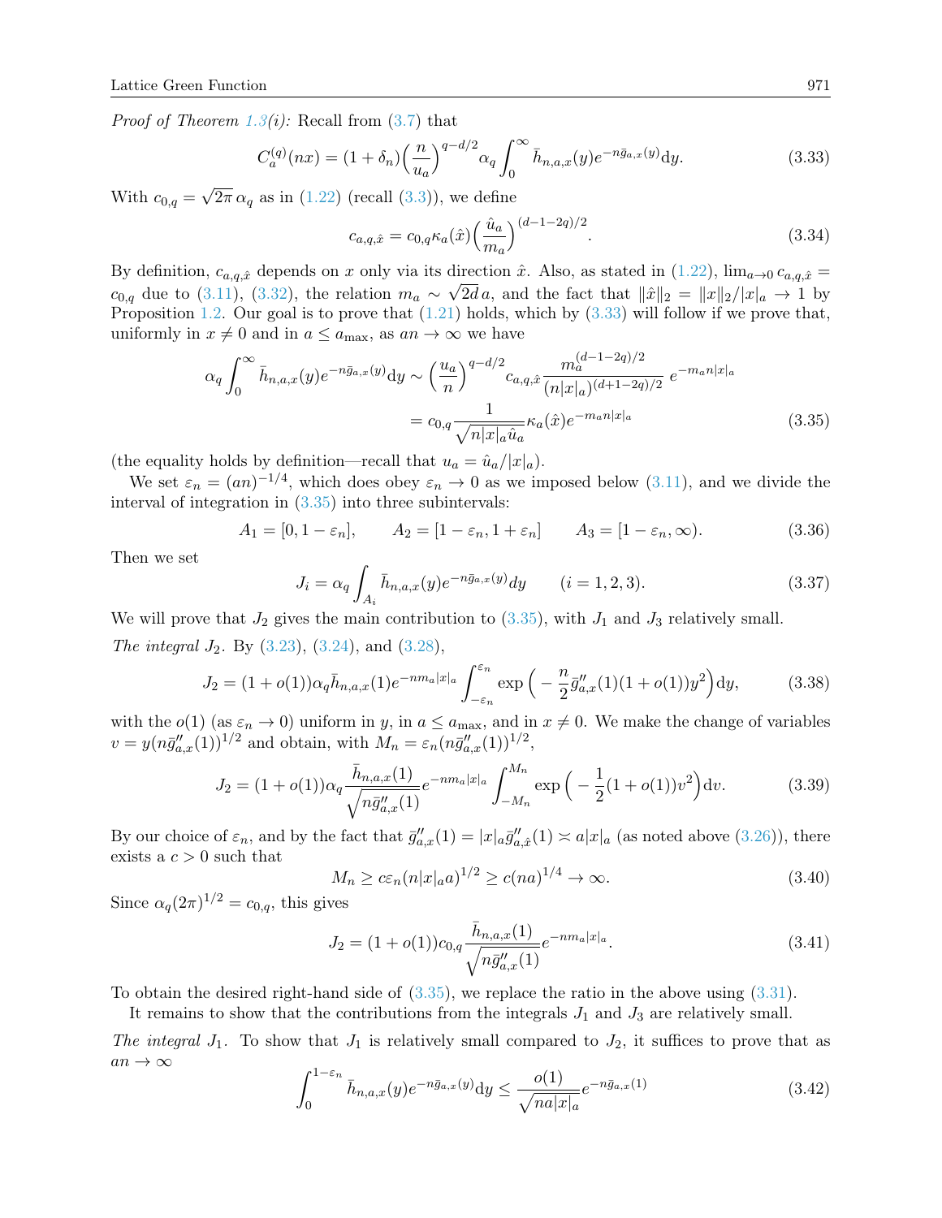*Proof of Theorem 1.3(i):* Recall from (3.7) that

$$C_a^{(q)}(nx) = (1+\delta_n)\Big(\frac{n}{u_a}\Big)^{q-d/2}\alpha_q \int_0^\infty \bar{h}_{n,a,x}(y) e^{-n\bar{g}_{a,x}(y)} \mathrm{d}y. \tag{3.33}$$

With $c_{0,q} = \sqrt{2\pi}\,\alpha_q$ as in (1.22) (recall (3.3)), we define

$$c_{a,q,\hat{x}} = c_{0,q}\kappa_a(\hat{x})\Big(\frac{\hat{u}_a}{m_a}\Big)^{(d-1-2q)/2}. \tag{3.34}$$

By definition, $c_{a,q,\hat{x}}$ depends on $x$ only via its direction $\hat{x}$. Also, as stated in (1.22), $\lim_{a\to 0} c_{a,q,\hat{x}} = c_{0,q}$ due to (3.11), (3.32), the relation $m_a \sim \sqrt{2d}\,a$, and the fact that $\|\hat{x}\|_2 = \|x\|_2/|x|_a \to 1$ by Proposition 1.2. Our goal is to prove that (1.21) holds, which by (3.33) will follow if we prove that, uniformly in $x \neq 0$ and in $a \le a_{\max}$, as $an \to \infty$ we have

$$\begin{aligned}\alpha_q \int_0^\infty \bar{h}_{n,a,x}(y) e^{-n\bar{g}_{a,x}(y)} \mathrm{d}y &\sim \Big(\frac{u_a}{n}\Big)^{q-d/2} c_{a,q,\hat{x}} \frac{m_a^{(d-1-2q)/2}}{(n|x|_a)^{(d+1-2q)/2}}\, e^{-m_a n|x|_a} \\ &= c_{0,q}\frac{1}{\sqrt{n|x|_a\hat{u}_a}}\kappa_a(\hat{x}) e^{-m_a n|x|_a}\end{aligned} \tag{3.35}$$

(the equality holds by definition—recall that $u_a = \hat{u}_a/|x|_a$).

We set $\varepsilon_n = (an)^{-1/4}$, which does obey $\varepsilon_n \to 0$ as we imposed below (3.11), and we divide the interval of integration in (3.35) into three subintervals:

$$A_1 = [0, 1-\varepsilon_n], \qquad A_2 = [1-\varepsilon_n, 1+\varepsilon_n] \qquad A_3 = [1-\varepsilon_n, \infty). \tag{3.36}$$

Then we set

$$J_i = \alpha_q \int_{A_i} \bar{h}_{n,a,x}(y) e^{-n\bar{g}_{a,x}(y)} dy \qquad (i = 1, 2, 3). \tag{3.37}$$

We will prove that $J_2$ gives the main contribution to (3.35), with $J_1$ and $J_3$ relatively small.

*The integral* $J_2$. By (3.23), (3.24), and (3.28),

$$J_2 = (1+o(1))\alpha_q \bar{h}_{n,a,x}(1) e^{-nm_a|x|_a} \int_{-\varepsilon_n}^{\varepsilon_n} \exp\Big(-\frac{n}{2}\bar{g}''_{a,x}(1)(1+o(1))y^2\Big) \mathrm{d}y, \tag{3.38}$$

with the $o(1)$ (as $\varepsilon_n \to 0$) uniform in $y$, in $a \le a_{\max}$, and in $x \neq 0$. We make the change of variables $v = y(n\bar{g}''_{a,x}(1))^{1/2}$ and obtain, with $M_n = \varepsilon_n(n\bar{g}''_{a,x}(1))^{1/2}$,

$$J_2 = (1+o(1))\alpha_q \frac{\bar{h}_{n,a,x}(1)}{\sqrt{n\bar{g}''_{a,x}(1)}} e^{-nm_a|x|_a} \int_{-M_n}^{M_n} \exp\Big(-\frac{1}{2}(1+o(1))v^2\Big) \mathrm{d}v. \tag{3.39}$$

By our choice of $\varepsilon_n$, and by the fact that $\bar{g}''_{a,x}(1) = |x|_a \bar{g}''_{a,\hat{x}}(1) \asymp a|x|_a$ (as noted above (3.26)), there exists a $c > 0$ such that

$$M_n \ge c\varepsilon_n(n|x|_a a)^{1/2} \ge c(na)^{1/4} \to \infty. \tag{3.40}$$

Since $\alpha_q(2\pi)^{1/2} = c_{0,q}$, this gives

$$J_2 = (1+o(1))c_{0,q}\frac{\bar{h}_{n,a,x}(1)}{\sqrt{n\bar{g}''_{a,x}(1)}} e^{-nm_a|x|_a}. \tag{3.41}$$

To obtain the desired right-hand side of (3.35), we replace the ratio in the above using (3.31).

It remains to show that the contributions from the integrals $J_1$ and $J_3$ are relatively small.

*The integral* $J_1$. To show that $J_1$ is relatively small compared to $J_2$, it suffices to prove that as $an \to \infty$

$$\int_0^{1-\varepsilon_n} \bar{h}_{n,a,x}(y) e^{-n\bar{g}_{a,x}(y)} \mathrm{d}y \le \frac{o(1)}{\sqrt{na|x|_a}} e^{-n\bar{g}_{a,x}(1)} \tag{3.42}$$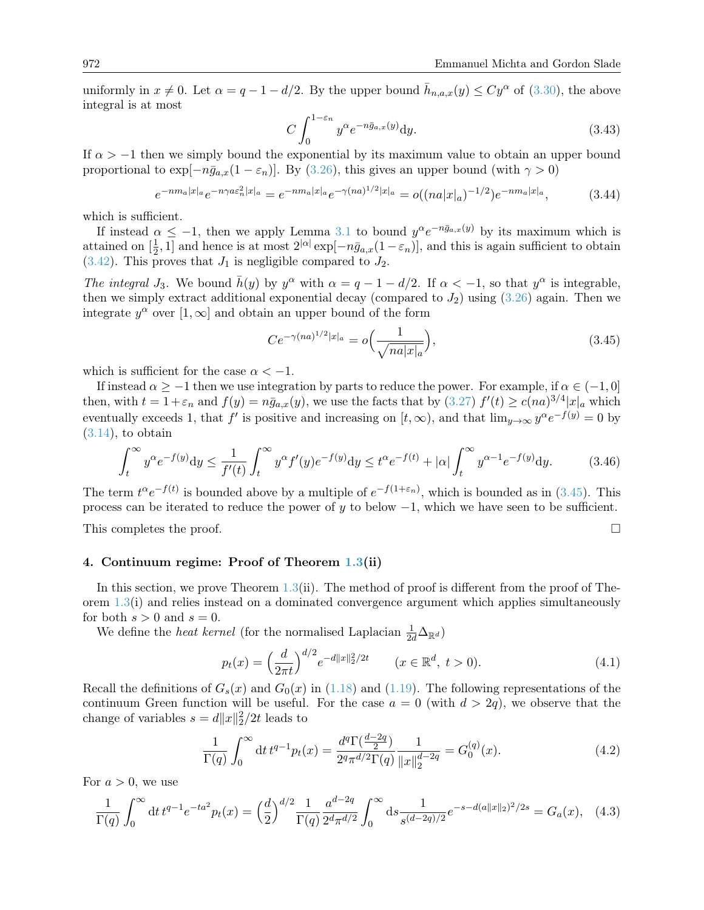uniformly in $x \neq 0$. Let $\alpha = q - 1 - d/2$. By the upper bound $\bar{h}_{n,a,x}(y) \le C y^\alpha$ of (3.30), the above integral is at most

$$C \int_0^{1-\varepsilon_n} y^\alpha e^{-n\bar{g}_{a,x}(y)} \mathrm{d}y. \tag{3.43}$$

If $\alpha > -1$ then we simply bound the exponential by its maximum value to obtain an upper bound proportional to $\exp[-n\bar{g}_{a,x}(1-\varepsilon_n)]$. By (3.26), this gives an upper bound (with $\gamma > 0$)

$$e^{-nm_a|x|_a} e^{-n\gamma a \varepsilon_n^2 |x|_a} = e^{-nm_a|x|_a} e^{-\gamma (na)^{1/2}|x|_a} = o((na|x|_a)^{-1/2}) e^{-nm_a|x|_a}, \tag{3.44}$$

which is sufficient.

If instead $\alpha \le -1$, then we apply Lemma 3.1 to bound $y^\alpha e^{-n\bar{g}_{a,x}(y)}$ by its maximum which is attained on $[\frac{1}{2}, 1]$ and hence is at most $2^{|\alpha|} \exp[-n\bar{g}_{a,x}(1-\varepsilon_n)]$, and this is again sufficient to obtain (3.42). This proves that $J_1$ is negligible compared to $J_2$.

*The integral* $J_3$. We bound $\bar{h}(y)$ by $y^\alpha$ with $\alpha = q - 1 - d/2$. If $\alpha < -1$, so that $y^\alpha$ is integrable, then we simply extract additional exponential decay (compared to $J_2$) using (3.26) again. Then we integrate $y^\alpha$ over $[1, \infty]$ and obtain an upper bound of the form

$$C e^{-\gamma (na)^{1/2}|x|_a} = o\Big(\frac{1}{\sqrt{na|x|_a}}\Big), \tag{3.45}$$

which is sufficient for the case $\alpha < -1$.

If instead $\alpha \ge -1$ then we use integration by parts to reduce the power. For example, if $\alpha \in (-1, 0]$ then, with $t = 1 + \varepsilon_n$ and $f(y) = n\bar{g}_{a,x}(y)$, we use the facts that by (3.27) $f'(t) \ge c(na)^{3/4}|x|_a$ which eventually exceeds 1, that $f'$ is positive and increasing on $[t, \infty)$, and that $\lim_{y\to\infty} y^\alpha e^{-f(y)} = 0$ by (3.14), to obtain

$$\int_t^\infty y^\alpha e^{-f(y)} \mathrm{d}y \le \frac{1}{f'(t)} \int_t^\infty y^\alpha f'(y) e^{-f(y)} \mathrm{d}y \le t^\alpha e^{-f(t)} + |\alpha| \int_t^\infty y^{\alpha-1} e^{-f(y)} \mathrm{d}y. \tag{3.46}$$

The term $t^\alpha e^{-f(t)}$ is bounded above by a multiple of $e^{-f(1+\varepsilon_n)}$, which is bounded as in (3.45). This process can be iterated to reduce the power of $y$ to below $-1$, which we have seen to be sufficient.

This completes the proof. □

## 4. Continuum regime: Proof of Theorem 1.3(ii)

In this section, we prove Theorem 1.3(ii). The method of proof is different from the proof of Theorem 1.3(i) and relies instead on a dominated convergence argument which applies simultaneously for both $s > 0$ and $s = 0$.

We define the *heat kernel* (for the normalised Laplacian $\frac{1}{2d}\Delta_{\mathbb{R}^d}$)

$$p_t(x) = \Big(\frac{d}{2\pi t}\Big)^{d/2} e^{-d\|x\|_2^2/2t} \qquad (x \in \mathbb{R}^d,\ t > 0). \tag{4.1}$$

Recall the definitions of $G_s(x)$ and $G_0(x)$ in (1.18) and (1.19). The following representations of the continuum Green function will be useful. For the case $a = 0$ (with $d > 2q$), we observe that the change of variables $s = d\|x\|_2^2/2t$ leads to

$$\frac{1}{\Gamma(q)} \int_0^\infty \mathrm{d}t\, t^{q-1} p_t(x) = \frac{d^q \Gamma(\frac{d-2q}{2})}{2^q \pi^{d/2} \Gamma(q)} \frac{1}{\|x\|_2^{d-2q}} = G_0^{(q)}(x). \tag{4.2}$$

For $a > 0$, we use

$$\frac{1}{\Gamma(q)} \int_0^\infty \mathrm{d}t\, t^{q-1} e^{-ta^2} p_t(x) = \Big(\frac{d}{2}\Big)^{d/2} \frac{1}{\Gamma(q)} \frac{a^{d-2q}}{2^d \pi^{d/2}} \int_0^\infty \mathrm{d}s \frac{1}{s^{(d-2q)/2}} e^{-s - d(a\|x\|_2)^2/2s} = G_a(x), \tag{4.3}$$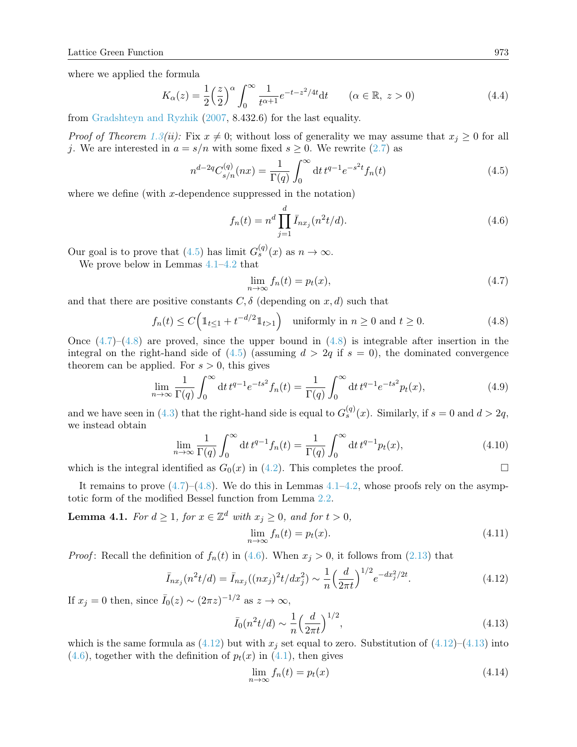where we applied the formula

$$K_\alpha(z) = \frac{1}{2}\Big(\frac{z}{2}\Big)^\alpha \int_0^\infty \frac{1}{t^{\alpha+1}} e^{-t-z^2/4t} \mathrm{d}t \qquad (\alpha \in \mathbb{R},\ z > 0) \tag{4.4}$$

from Gradshteyn and Ryzhik (2007, 8.432.6) for the last equality.

*Proof of Theorem 1.3(ii):* Fix $x \neq 0$; without loss of generality we may assume that $x_j \geq 0$ for all $j$. We are interested in $a = s/n$ with some fixed $s \geq 0$. We rewrite (2.7) as

$$n^{d-2q} C^{(q)}_{s/n}(nx) = \frac{1}{\Gamma(q)} \int_0^\infty \mathrm{d}t\, t^{q-1} e^{-s^2 t} f_n(t) \tag{4.5}$$

where we define (with $x$-dependence suppressed in the notation)

$$f_n(t) = n^d \prod_{j=1}^d \bar{I}_{nx_j}(n^2 t/d). \tag{4.6}$$

Our goal is to prove that (4.5) has limit $G^{(q)}_s(x)$ as $n \to \infty$.

We prove below in Lemmas 4.1–4.2 that

$$\lim_{n\to\infty} f_n(t) = p_t(x), \tag{4.7}$$

and that there are positive constants $C, \delta$ (depending on $x, d$) such that

$$f_n(t) \leq C\Big(\mathbb{1}_{t\leq 1} + t^{-d/2}\mathbb{1}_{t>1}\Big) \quad \text{uniformly in } n \geq 0 \text{ and } t \geq 0. \tag{4.8}$$

Once (4.7)–(4.8) are proved, since the upper bound in (4.8) is integrable after insertion in the integral on the right-hand side of (4.5) (assuming $d > 2q$ if $s = 0$), the dominated convergence theorem can be applied. For $s > 0$, this gives

$$\lim_{n\to\infty} \frac{1}{\Gamma(q)} \int_0^\infty \mathrm{d}t\, t^{q-1} e^{-ts^2} f_n(t) = \frac{1}{\Gamma(q)} \int_0^\infty \mathrm{d}t\, t^{q-1} e^{-ts^2} p_t(x), \tag{4.9}$$

and we have seen in (4.3) that the right-hand side is equal to $G^{(q)}_s(x)$. Similarly, if $s = 0$ and $d > 2q$, we instead obtain

$$\lim_{n\to\infty} \frac{1}{\Gamma(q)} \int_0^\infty \mathrm{d}t\, t^{q-1} f_n(t) = \frac{1}{\Gamma(q)} \int_0^\infty \mathrm{d}t\, t^{q-1} p_t(x), \tag{4.10}$$

which is the integral identified as $G_0(x)$ in (4.2). This completes the proof. $\square$

It remains to prove (4.7)–(4.8). We do this in Lemmas 4.1–4.2, whose proofs rely on the asymptotic form of the modified Bessel function from Lemma 2.2.

**Lemma 4.1.** *For $d \geq 1$, for $x \in \mathbb{Z}^d$ with $x_j \geq 0$, and for $t > 0$,*

$$\lim_{n\to\infty} f_n(t) = p_t(x). \tag{4.11}$$

*Proof*: Recall the definition of $f_n(t)$ in (4.6). When $x_j > 0$, it follows from (2.13) that

$$\bar{I}_{nx_j}(n^2 t/d) = \bar{I}_{nx_j}((nx_j)^2 t/dx_j^2) \sim \frac{1}{n}\Big(\frac{d}{2\pi t}\Big)^{1/2} e^{-dx_j^2/2t}. \tag{4.12}$$

If $x_j = 0$ then, since $\bar{I}_0(z) \sim (2\pi z)^{-1/2}$ as $z \to \infty$,

$$\bar{I}_0(n^2 t/d) \sim \frac{1}{n}\Big(\frac{d}{2\pi t}\Big)^{1/2}, \tag{4.13}$$

which is the same formula as (4.12) but with $x_j$ set equal to zero. Substitution of (4.12)–(4.13) into (4.6), together with the definition of $p_t(x)$ in (4.1), then gives

$$\lim_{n\to\infty} f_n(t) = p_t(x) \tag{4.14}$$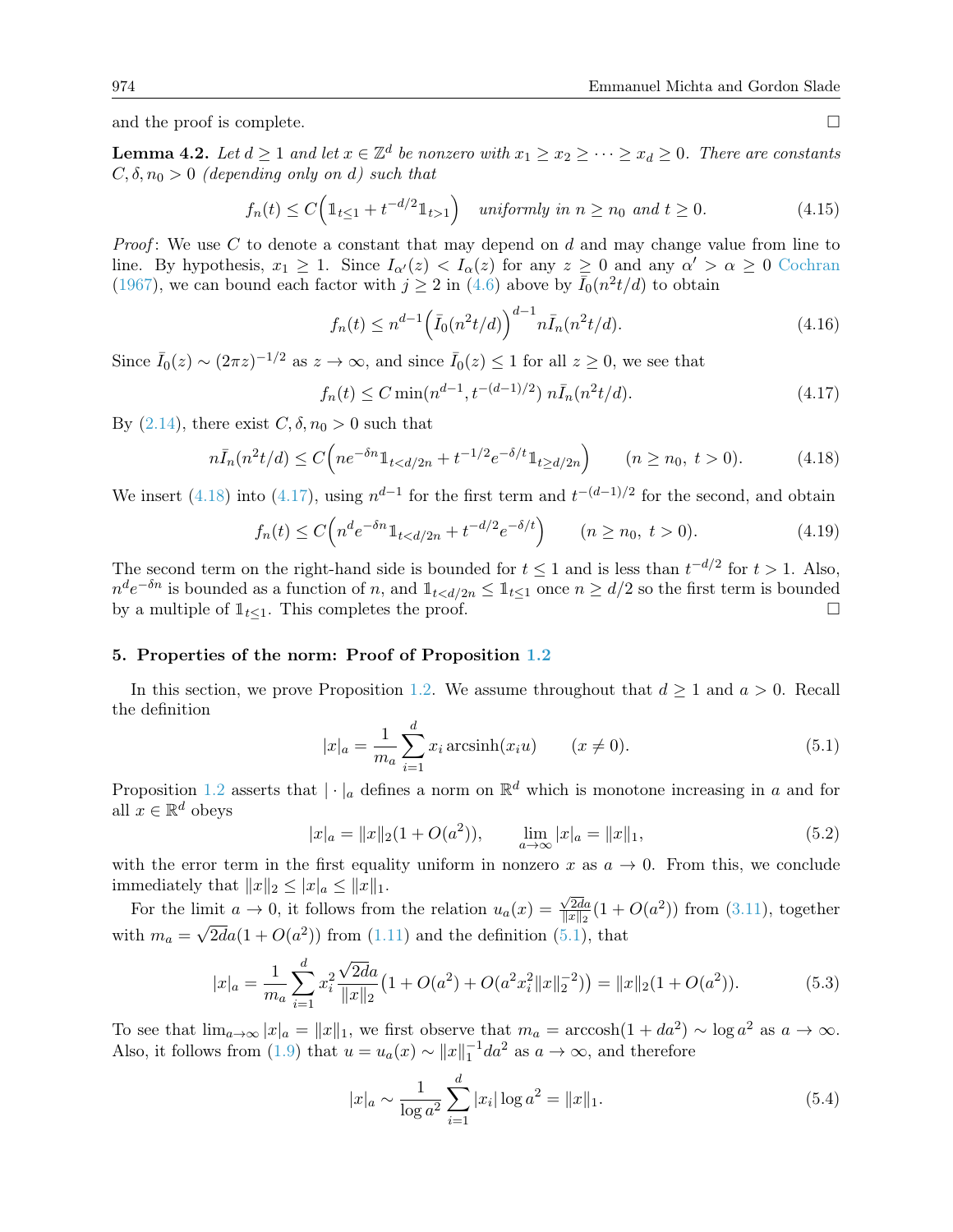and the proof is complete. $\square$

**Lemma 4.2.** *Let $d \geq 1$ and let $x \in \mathbb{Z}^d$ be nonzero with $x_1 \geq x_2 \geq \cdots \geq x_d \geq 0$. There are constants $C, \delta, n_0 > 0$ (depending only on $d$) such that*

$$f_n(t) \leq C\Big(\mathbb{1}_{t \leq 1} + t^{-d/2}\mathbb{1}_{t>1}\Big) \quad \textit{uniformly in } n \geq n_0 \textit{ and } t \geq 0. \tag{4.15}$$

*Proof*: We use $C$ to denote a constant that may depend on $d$ and may change value from line to line. By hypothesis, $x_1 \geq 1$. Since $I_{\alpha'}(z) < I_\alpha(z)$ for any $z \geq 0$ and any $\alpha' > \alpha \geq 0$ Cochran (1967), we can bound each factor with $j \geq 2$ in (4.6) above by $\bar{I}_0(n^2t/d)$ to obtain

$$f_n(t) \leq n^{d-1}\Big(\bar{I}_0(n^2t/d)\Big)^{d-1} n\bar{I}_n(n^2t/d). \tag{4.16}$$

Since $\bar{I}_0(z) \sim (2\pi z)^{-1/2}$ as $z \to \infty$, and since $\bar{I}_0(z) \leq 1$ for all $z \geq 0$, we see that

$$f_n(t) \leq C \min(n^{d-1}, t^{-(d-1)/2})\, n\bar{I}_n(n^2t/d). \tag{4.17}$$

By (2.14), there exist $C, \delta, n_0 > 0$ such that

$$n\bar{I}_n(n^2t/d) \leq C\Big(ne^{-\delta n}\mathbb{1}_{t<d/2n} + t^{-1/2}e^{-\delta/t}\mathbb{1}_{t \geq d/2n}\Big) \qquad (n \geq n_0,\ t > 0). \tag{4.18}$$

We insert (4.18) into (4.17), using $n^{d-1}$ for the first term and $t^{-(d-1)/2}$ for the second, and obtain

$$f_n(t) \leq C\Big(n^d e^{-\delta n}\mathbb{1}_{t<d/2n} + t^{-d/2}e^{-\delta/t}\Big) \qquad (n \geq n_0,\ t > 0). \tag{4.19}$$

The second term on the right-hand side is bounded for $t \leq 1$ and is less than $t^{-d/2}$ for $t > 1$. Also, $n^d e^{-\delta n}$ is bounded as a function of $n$, and $\mathbb{1}_{t<d/2n} \leq \mathbb{1}_{t \leq 1}$ once $n \geq d/2$ so the first term is bounded by a multiple of $\mathbb{1}_{t \leq 1}$. This completes the proof. $\square$

## 5. Properties of the norm: Proof of Proposition 1.2

In this section, we prove Proposition 1.2. We assume throughout that $d \geq 1$ and $a > 0$. Recall the definition

$$|x|_a = \frac{1}{m_a}\sum_{i=1}^d x_i \operatorname{arcsinh}(x_i u) \qquad (x \neq 0). \tag{5.1}$$

Proposition 1.2 asserts that $|\cdot|_a$ defines a norm on $\mathbb{R}^d$ which is monotone increasing in $a$ and for all $x \in \mathbb{R}^d$ obeys

$$|x|_a = \|x\|_2(1 + O(a^2)), \qquad \lim_{a\to\infty}|x|_a = \|x\|_1, \tag{5.2}$$

with the error term in the first equality uniform in nonzero $x$ as $a \to 0$. From this, we conclude immediately that $\|x\|_2 \leq |x|_a \leq \|x\|_1$.

For the limit $a \to 0$, it follows from the relation $u_a(x) = \frac{\sqrt{2d}a}{\|x\|_2}(1 + O(a^2))$ from (3.11), together with $m_a = \sqrt{2d}a(1 + O(a^2))$ from (1.11) and the definition (5.1), that

$$|x|_a = \frac{1}{m_a}\sum_{i=1}^d x_i^2 \frac{\sqrt{2d}a}{\|x\|_2}\big(1 + O(a^2) + O(a^2x_i^2\|x\|_2^{-2})\big) = \|x\|_2(1 + O(a^2)). \tag{5.3}$$

To see that $\lim_{a\to\infty}|x|_a = \|x\|_1$, we first observe that $m_a = \operatorname{arccosh}(1 + da^2) \sim \log a^2$ as $a \to \infty$. Also, it follows from (1.9) that $u = u_a(x) \sim \|x\|_1^{-1}da^2$ as $a \to \infty$, and therefore

$$|x|_a \sim \frac{1}{\log a^2}\sum_{i=1}^d |x_i| \log a^2 = \|x\|_1. \tag{5.4}$$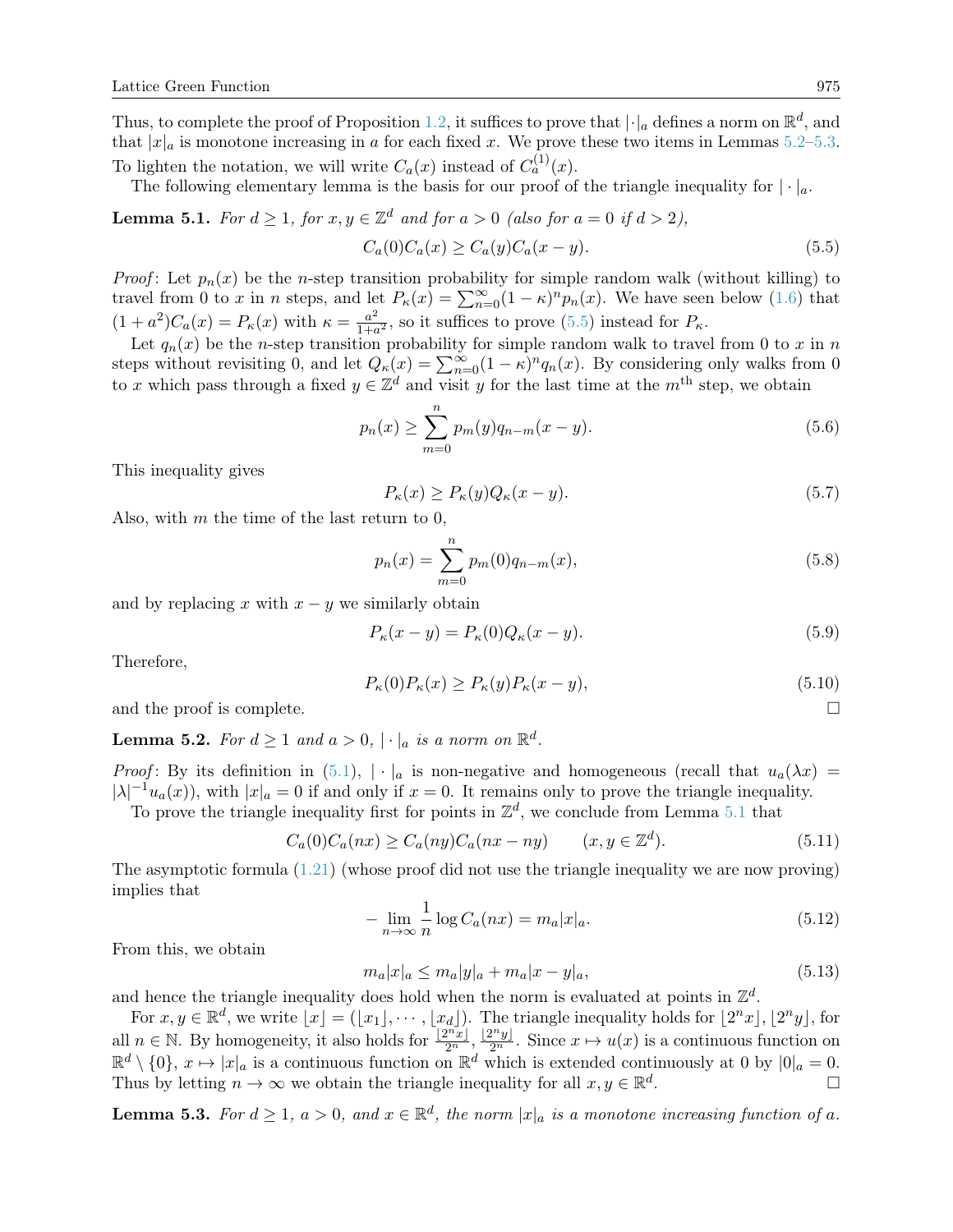Thus, to complete the proof of Proposition 1.2, it suffices to prove that $|\cdot|_a$ defines a norm on $\mathbb{R}^d$, and that $|x|_a$ is monotone increasing in $a$ for each fixed $x$. We prove these two items in Lemmas 5.2–5.3. To lighten the notation, we will write $C_a(x)$ instead of $C_a^{(1)}(x)$.

The following elementary lemma is the basis for our proof of the triangle inequality for $|\cdot|_a$.

**Lemma 5.1.** *For $d \geq 1$, for $x, y \in \mathbb{Z}^d$ and for $a > 0$ (also for $a = 0$ if $d > 2$),*

$$C_a(0)C_a(x) \geq C_a(y)C_a(x-y). \tag{5.5}$$

*Proof*: Let $p_n(x)$ be the $n$-step transition probability for simple random walk (without killing) to travel from 0 to $x$ in $n$ steps, and let $P_\kappa(x) = \sum_{n=0}^\infty (1-\kappa)^n p_n(x)$. We have seen below (1.6) that $(1+a^2)C_a(x) = P_\kappa(x)$ with $\kappa = \frac{a^2}{1+a^2}$, so it suffices to prove (5.5) instead for $P_\kappa$.

Let $q_n(x)$ be the $n$-step transition probability for simple random walk to travel from 0 to $x$ in $n$ steps without revisiting 0, and let $Q_\kappa(x) = \sum_{n=0}^\infty (1-\kappa)^n q_n(x)$. By considering only walks from 0 to $x$ which pass through a fixed $y \in \mathbb{Z}^d$ and visit $y$ for the last time at the $m^{\text{th}}$ step, we obtain

$$p_n(x) \geq \sum_{m=0}^n p_m(y) q_{n-m}(x-y). \tag{5.6}$$

This inequality gives

$$P_\kappa(x) \geq P_\kappa(y) Q_\kappa(x-y). \tag{5.7}$$

Also, with $m$ the time of the last return to 0,

$$p_n(x) = \sum_{m=0}^n p_m(0) q_{n-m}(x), \tag{5.8}$$

and by replacing $x$ with $x-y$ we similarly obtain

$$P_\kappa(x-y) = P_\kappa(0) Q_\kappa(x-y). \tag{5.9}$$

Therefore,

$$P_\kappa(0)P_\kappa(x) \geq P_\kappa(y) P_\kappa(x-y), \tag{5.10}$$

and the proof is complete. □

**Lemma 5.2.** *For $d \geq 1$ and $a > 0$, $|\cdot|_a$ is a norm on $\mathbb{R}^d$.*

*Proof*: By its definition in (5.1), $|\cdot|_a$ is non-negative and homogeneous (recall that $u_a(\lambda x) = |\lambda|^{-1} u_a(x)$), with $|x|_a = 0$ if and only if $x = 0$. It remains only to prove the triangle inequality.

To prove the triangle inequality first for points in $\mathbb{Z}^d$, we conclude from Lemma 5.1 that

$$C_a(0)C_a(nx) \geq C_a(ny)C_a(nx-ny) \qquad (x, y \in \mathbb{Z}^d). \tag{5.11}$$

The asymptotic formula (1.21) (whose proof did not use the triangle inequality we are now proving) implies that

$$-\lim_{n\to\infty} \frac{1}{n} \log C_a(nx) = m_a |x|_a. \tag{5.12}$$

From this, we obtain

$$m_a |x|_a \leq m_a |y|_a + m_a |x-y|_a, \tag{5.13}$$

and hence the triangle inequality does hold when the norm is evaluated at points in $\mathbb{Z}^d$.

For $x, y \in \mathbb{R}^d$, we write $\lfloor x \rfloor = (\lfloor x_1 \rfloor, \cdots, \lfloor x_d \rfloor)$. The triangle inequality holds for $\lfloor 2^n x \rfloor, \lfloor 2^n y \rfloor$, for all $n \in \mathbb{N}$. By homogeneity, it also holds for $\frac{\lfloor 2^n x \rfloor}{2^n}, \frac{\lfloor 2^n y \rfloor}{2^n}$. Since $x \mapsto u(x)$ is a continuous function on $\mathbb{R}^d \setminus \{0\}$, $x \mapsto |x|_a$ is a continuous function on $\mathbb{R}^d$ which is extended continuously at 0 by $|0|_a = 0$. Thus by letting $n \to \infty$ we obtain the triangle inequality for all $x, y \in \mathbb{R}^d$. □

**Lemma 5.3.** *For $d \geq 1$, $a > 0$, and $x \in \mathbb{R}^d$, the norm $|x|_a$ is a monotone increasing function of $a$.*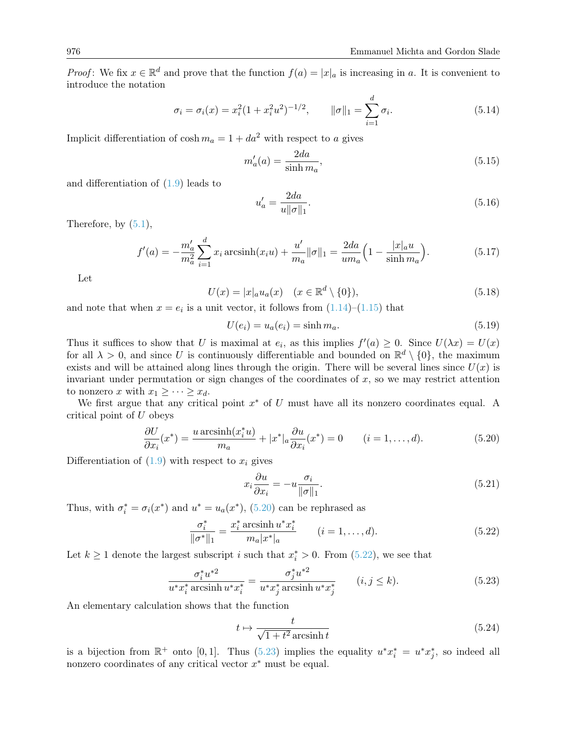*Proof*: We fix $x \in \mathbb{R}^d$ and prove that the function $f(a) = |x|_a$ is increasing in $a$. It is convenient to introduce the notation

$$\sigma_i = \sigma_i(x) = x_i^2(1 + x_i^2 u^2)^{-1/2}, \qquad \|\sigma\|_1 = \sum_{i=1}^{d} \sigma_i. \tag{5.14}$$

Implicit differentiation of $\cosh m_a = 1 + da^2$ with respect to $a$ gives

$$m_a'(a) = \frac{2da}{\sinh m_a}, \tag{5.15}$$

and differentiation of (1.9) leads to

$$u_a' = \frac{2da}{u\|\sigma\|_1}. \tag{5.16}$$

Therefore, by (5.1),

$$f'(a) = -\frac{m_a'}{m_a^2}\sum_{i=1}^{d} x_i \operatorname{arcsinh}(x_i u) + \frac{u'}{m_a}\|\sigma\|_1 = \frac{2da}{um_a}\Big(1 - \frac{|x|_a u}{\sinh m_a}\Big). \tag{5.17}$$

Let

$$U(x) = |x|_a u_a(x) \quad (x \in \mathbb{R}^d \setminus \{0\}), \tag{5.18}$$

and note that when $x = e_i$ is a unit vector, it follows from (1.14)–(1.15) that

$$U(e_i) = u_a(e_i) = \sinh m_a. \tag{5.19}$$

Thus it suffices to show that $U$ is maximal at $e_i$, as this implies $f'(a) \geq 0$. Since $U(\lambda x) = U(x)$ for all $\lambda > 0$, and since $U$ is continuously differentiable and bounded on $\mathbb{R}^d \setminus \{0\}$, the maximum exists and will be attained along lines through the origin. There will be several lines since $U(x)$ is invariant under permutation or sign changes of the coordinates of $x$, so we may restrict attention to nonzero $x$ with $x_1 \geq \cdots \geq x_d$.

We first argue that any critical point $x^*$ of $U$ must have all its nonzero coordinates equal. A critical point of $U$ obeys

$$\frac{\partial U}{\partial x_i}(x^*) = \frac{u \operatorname{arcsinh}(x_i^* u)}{m_a} + |x^*|_a \frac{\partial u}{\partial x_i}(x^*) = 0 \qquad (i = 1, \ldots, d). \tag{5.20}$$

Differentiation of (1.9) with respect to $x_i$ gives

$$x_i \frac{\partial u}{\partial x_i} = -u \frac{\sigma_i}{\|\sigma\|_1}. \tag{5.21}$$

Thus, with $\sigma_i^* = \sigma_i(x^*)$ and $u^* = u_a(x^*)$, (5.20) can be rephrased as

$$\frac{\sigma_i^*}{\|\sigma^*\|_1} = \frac{x_i^* \operatorname{arcsinh} u^* x_i^*}{m_a |x^*|_a} \qquad (i = 1, \ldots, d). \tag{5.22}$$

Let $k \geq 1$ denote the largest subscript $i$ such that $x_i^* > 0$. From (5.22), we see that

$$\frac{\sigma_i^* u^{*2}}{u^* x_i^* \operatorname{arcsinh} u^* x_i^*} = \frac{\sigma_j^* u^{*2}}{u^* x_j^* \operatorname{arcsinh} u^* x_j^*} \qquad (i, j \leq k). \tag{5.23}$$

An elementary calculation shows that the function

$$t \mapsto \frac{t}{\sqrt{1 + t^2} \operatorname{arcsinh} t} \tag{5.24}$$

is a bijection from $\mathbb{R}^+$ onto $[0, 1]$. Thus (5.23) implies the equality $u^* x_i^* = u^* x_j^*$, so indeed all nonzero coordinates of any critical vector $x^*$ must be equal.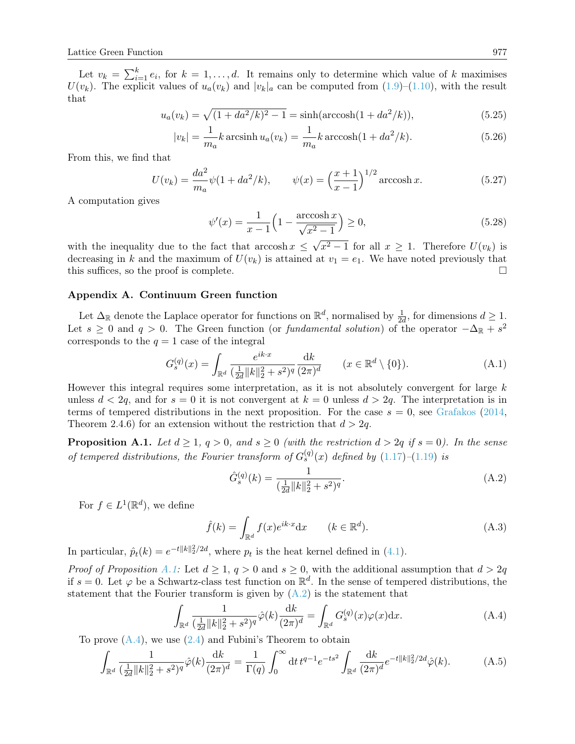Let $v_k = \sum_{i=1}^{k} e_i$, for $k = 1, \dots, d$. It remains only to determine which value of $k$ maximises $U(v_k)$. The explicit values of $u_a(v_k)$ and $|v_k|_a$ can be computed from (1.9)–(1.10), with the result that

$$u_a(v_k) = \sqrt{(1 + da^2/k)^2 - 1} = \sinh(\operatorname{arccosh}(1 + da^2/k)), \tag{5.25}$$

$$|v_k| = \frac{1}{m_a} k \operatorname{arcsinh} u_a(v_k) = \frac{1}{m_a} k \operatorname{arccosh}(1 + da^2/k). \tag{5.26}$$

From this, we find that

$$U(v_k) = \frac{da^2}{m_a} \psi(1 + da^2/k), \qquad \psi(x) = \Big(\frac{x+1}{x-1}\Big)^{1/2} \operatorname{arccosh} x. \tag{5.27}$$

A computation gives

$$\psi'(x) = \frac{1}{x-1}\Big(1 - \frac{\operatorname{arccosh} x}{\sqrt{x^2 - 1}}\Big) \geq 0, \tag{5.28}$$

with the inequality due to the fact that $\operatorname{arccosh} x \leq \sqrt{x^2 - 1}$ for all $x \geq 1$. Therefore $U(v_k)$ is decreasing in $k$ and the maximum of $U(v_k)$ is attained at $v_1 = e_1$. We have noted previously that this suffices, so the proof is complete. $\square$

## Appendix A. Continuum Green function

Let $\Delta_{\mathbb{R}}$ denote the Laplace operator for functions on $\mathbb{R}^d$, normalised by $\frac{1}{2d}$, for dimensions $d \geq 1$. Let $s \geq 0$ and $q > 0$. The Green function (or *fundamental solution*) of the operator $-\Delta_{\mathbb{R}} + s^2$ corresponds to the $q = 1$ case of the integral

$$G_s^{(q)}(x) = \int_{\mathbb{R}^d} \frac{e^{ik\cdot x}}{(\frac{1}{2d}\|k\|_2^2 + s^2)^q} \frac{\mathrm{d}k}{(2\pi)^d} \qquad (x \in \mathbb{R}^d \setminus \{0\}). \tag{A.1}$$

However this integral requires some interpretation, as it is not absolutely convergent for large $k$ unless $d < 2q$, and for $s = 0$ it is not convergent at $k = 0$ unless $d > 2q$. The interpretation is in terms of tempered distributions in the next proposition. For the case $s = 0$, see Grafakos (2014, Theorem 2.4.6) for an extension without the restriction that $d > 2q$.

**Proposition A.1.** *Let $d \geq 1$, $q > 0$, and $s \geq 0$ (with the restriction $d > 2q$ if $s = 0$). In the sense of tempered distributions, the Fourier transform of $G_s^{(q)}(x)$ defined by (1.17)–(1.19) is*

$$\hat{G}_s^{(q)}(k) = \frac{1}{(\frac{1}{2d}\|k\|_2^2 + s^2)^q}. \tag{A.2}$$

For $f \in L^1(\mathbb{R}^d)$, we define

$$\hat{f}(k) = \int_{\mathbb{R}^d} f(x) e^{ik\cdot x} \mathrm{d}x \qquad (k \in \mathbb{R}^d). \tag{A.3}$$

In particular, $\hat{p}_t(k) = e^{-t\|k\|_2^2/2d}$, where $p_t$ is the heat kernel defined in (4.1).

*Proof of Proposition A.1:* Let $d \geq 1$, $q > 0$ and $s \geq 0$, with the additional assumption that $d > 2q$ if $s = 0$. Let $\varphi$ be a Schwartz-class test function on $\mathbb{R}^d$. In the sense of tempered distributions, the statement that the Fourier transform is given by (A.2) is the statement that

$$\int_{\mathbb{R}^d} \frac{1}{(\frac{1}{2d}\|k\|_2^2 + s^2)^q} \hat{\varphi}(k) \frac{\mathrm{d}k}{(2\pi)^d} = \int_{\mathbb{R}^d} G_s^{(q)}(x)\varphi(x)\mathrm{d}x. \tag{A.4}$$

To prove (A.4), we use (2.4) and Fubini's Theorem to obtain

$$\int_{\mathbb{R}^d} \frac{1}{(\frac{1}{2d}\|k\|_2^2 + s^2)^q} \hat{\varphi}(k) \frac{\mathrm{d}k}{(2\pi)^d} = \frac{1}{\Gamma(q)} \int_0^\infty \mathrm{d}t\, t^{q-1} e^{-ts^2} \int_{\mathbb{R}^d} \frac{\mathrm{d}k}{(2\pi)^d} e^{-t\|k\|_2^2/2d} \hat{\varphi}(k). \tag{A.5}$$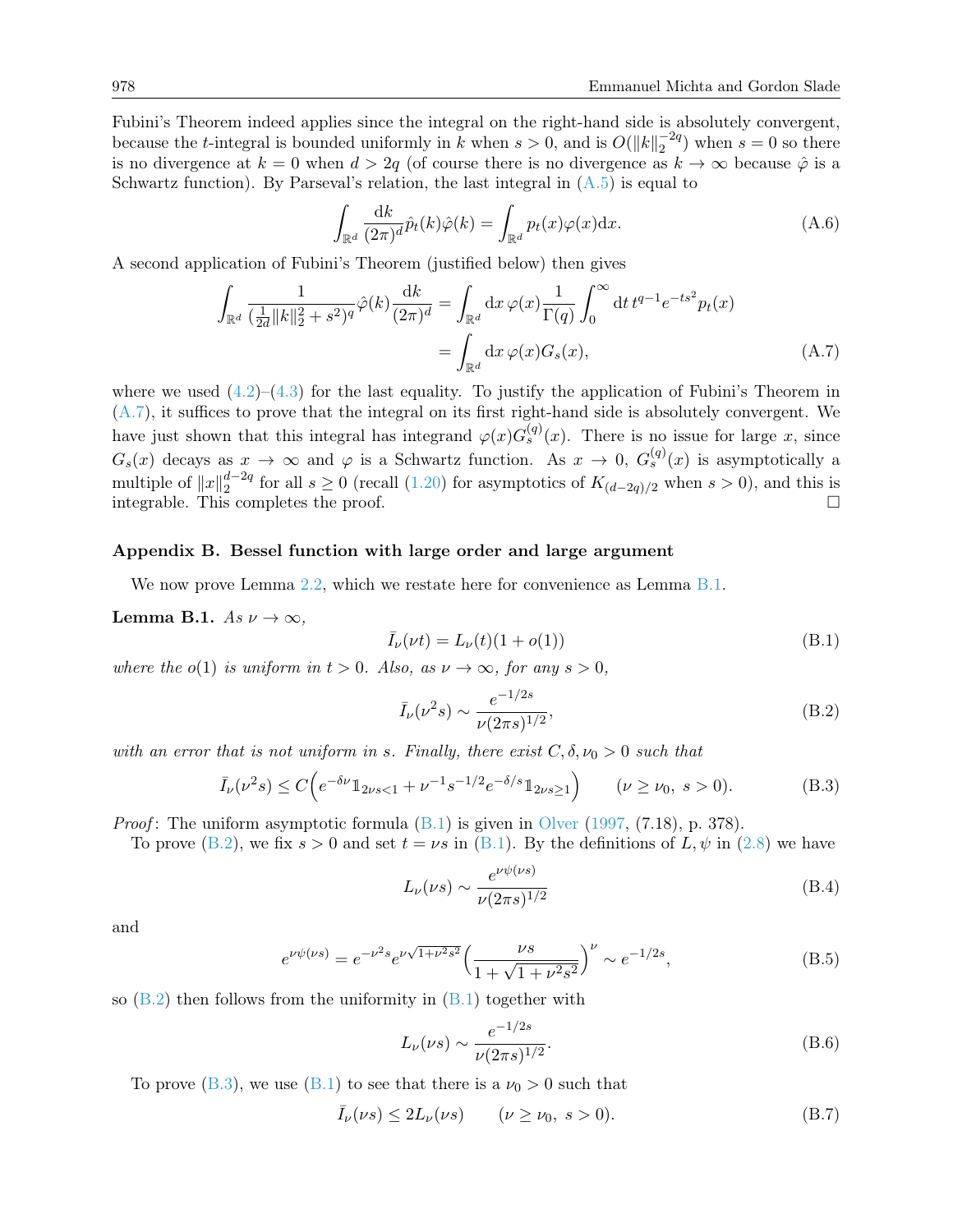Fubini's Theorem indeed applies since the integral on the right-hand side is absolutely convergent, because the $t$-integral is bounded uniformly in $k$ when $s > 0$, and is $O(\|k\|_2^{-2q})$ when $s = 0$ so there is no divergence at $k = 0$ when $d > 2q$ (of course there is no divergence as $k \to \infty$ because $\hat{\varphi}$ is a Schwartz function). By Parseval's relation, the last integral in (A.5) is equal to

$$\int_{\mathbb{R}^d} \frac{\mathrm{d}k}{(2\pi)^d} \hat{p}_t(k)\hat{\varphi}(k) = \int_{\mathbb{R}^d} p_t(x)\varphi(x)\mathrm{d}x. \tag{A.6}$$

A second application of Fubini's Theorem (justified below) then gives

$$\begin{aligned}
\int_{\mathbb{R}^d} \frac{1}{(\frac{1}{2d}\|k\|_2^2 + s^2)^q} \hat{\varphi}(k) \frac{\mathrm{d}k}{(2\pi)^d} &= \int_{\mathbb{R}^d} \mathrm{d}x\, \varphi(x) \frac{1}{\Gamma(q)} \int_0^\infty \mathrm{d}t\, t^{q-1} e^{-ts^2} p_t(x) \\
&= \int_{\mathbb{R}^d} \mathrm{d}x\, \varphi(x) G_s(x),
\end{aligned} \tag{A.7}$$

where we used (4.2)–(4.3) for the last equality. To justify the application of Fubini's Theorem in (A.7), it suffices to prove that the integral on its first right-hand side is absolutely convergent. We have just shown that this integral has integrand $\varphi(x)G_s^{(q)}(x)$. There is no issue for large $x$, since $G_s(x)$ decays as $x \to \infty$ and $\varphi$ is a Schwartz function. As $x \to 0$, $G_s^{(q)}(x)$ is asymptotically a multiple of $\|x\|_2^{d-2q}$ for all $s \geq 0$ (recall (1.20) for asymptotics of $K_{(d-2q)/2}$ when $s > 0$), and this is integrable. This completes the proof. $\square$

## Appendix B. Bessel function with large order and large argument

We now prove Lemma 2.2, which we restate here for convenience as Lemma B.1.

**Lemma B.1.** *As $\nu \to \infty$,*

$$\bar{I}_\nu(\nu t) = L_\nu(t)(1 + o(1)) \tag{B.1}$$

*where the $o(1)$ is uniform in $t > 0$. Also, as $\nu \to \infty$, for any $s > 0$,*

$$\bar{I}_\nu(\nu^2 s) \sim \frac{e^{-1/2s}}{\nu(2\pi s)^{1/2}}, \tag{B.2}$$

*with an error that is not uniform in $s$. Finally, there exist $C, \delta, \nu_0 > 0$ such that*

$$\bar{I}_\nu(\nu^2 s) \leq C\Big(e^{-\delta\nu}\mathbb{1}_{2\nu s<1} + \nu^{-1}s^{-1/2}e^{-\delta/s}\mathbb{1}_{2\nu s\geq 1}\Big) \qquad (\nu \geq \nu_0,\ s > 0). \tag{B.3}$$

*Proof*: The uniform asymptotic formula (B.1) is given in Olver (1997, (7.18), p. 378).

To prove (B.2), we fix $s > 0$ and set $t = \nu s$ in (B.1). By the definitions of $L, \psi$ in (2.8) we have

$$L_\nu(\nu s) \sim \frac{e^{\nu\psi(\nu s)}}{\nu(2\pi s)^{1/2}} \tag{B.4}$$

and

$$e^{\nu\psi(\nu s)} = e^{-\nu^2 s} e^{\nu\sqrt{1+\nu^2 s^2}} \Big(\frac{\nu s}{1 + \sqrt{1+\nu^2 s^2}}\Big)^\nu \sim e^{-1/2s}, \tag{B.5}$$

so (B.2) then follows from the uniformity in (B.1) together with

$$L_\nu(\nu s) \sim \frac{e^{-1/2s}}{\nu(2\pi s)^{1/2}}. \tag{B.6}$$

To prove (B.3), we use (B.1) to see that there is a $\nu_0 > 0$ such that

$$\bar{I}_\nu(\nu s) \leq 2L_\nu(\nu s) \qquad (\nu \geq \nu_0,\ s > 0). \tag{B.7}$$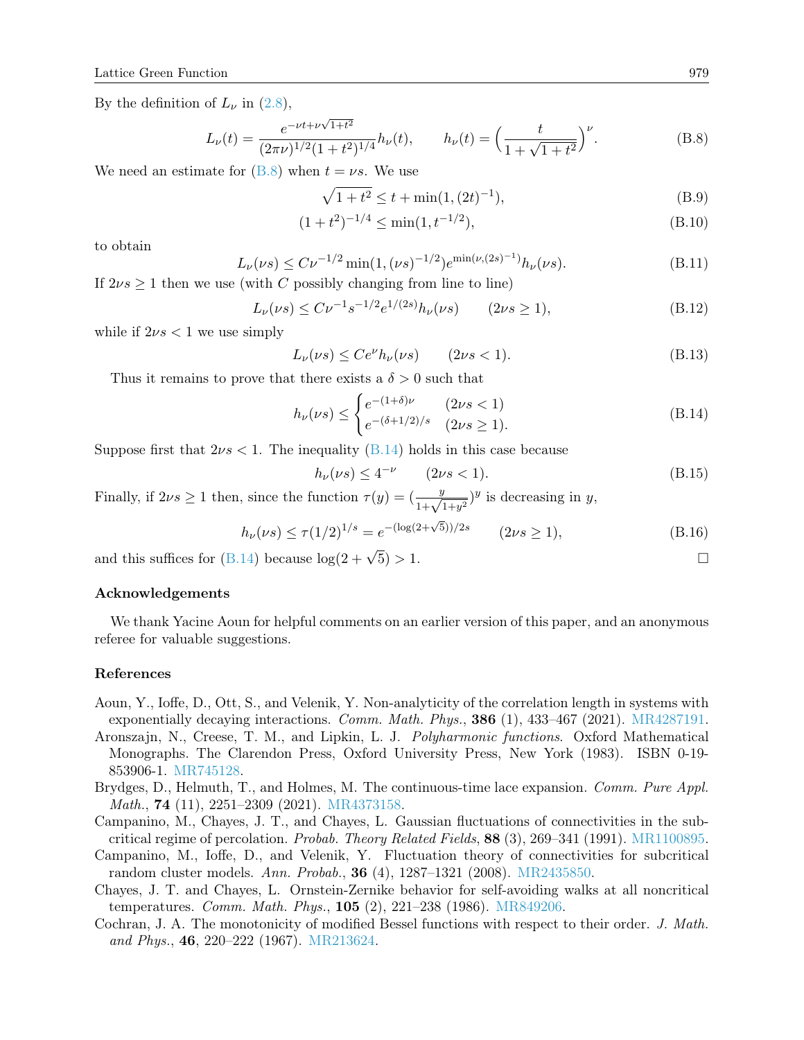By the definition of $L_\nu$ in (2.8),

$$L_\nu(t) = \frac{e^{-\nu t + \nu\sqrt{1+t^2}}}{(2\pi\nu)^{1/2}(1+t^2)^{1/4}} h_\nu(t), \qquad h_\nu(t) = \Big(\frac{t}{1+\sqrt{1+t^2}}\Big)^\nu. \tag{B.8}$$

We need an estimate for (B.8) when $t = \nu s$. We use

$$\sqrt{1+t^2} \le t + \min(1, (2t)^{-1}), \tag{B.9}$$

$$(1+t^2)^{-1/4} \le \min(1, t^{-1/2}), \tag{B.10}$$

to obtain

$$L_\nu(\nu s) \le C\nu^{-1/2} \min(1, (\nu s)^{-1/2}) e^{\min(\nu,(2s)^{-1})} h_\nu(\nu s). \tag{B.11}$$

If $2\nu s \ge 1$ then we use (with $C$ possibly changing from line to line)

$$L_\nu(\nu s) \le C\nu^{-1} s^{-1/2} e^{1/(2s)} h_\nu(\nu s) \qquad (2\nu s \ge 1), \tag{B.12}$$

while if $2\nu s < 1$ we use simply

$$L_\nu(\nu s) \le Ce^\nu h_\nu(\nu s) \qquad (2\nu s < 1). \tag{B.13}$$

Thus it remains to prove that there exists a $\delta > 0$ such that

$$h_\nu(\nu s) \le \begin{cases} e^{-(1+\delta)\nu} & (2\nu s < 1) \\ e^{-(\delta+1/2)/s} & (2\nu s \ge 1). \end{cases} \tag{B.14}$$

Suppose first that $2\nu s < 1$. The inequality (B.14) holds in this case because

$$h_\nu(\nu s) \le 4^{-\nu} \qquad (2\nu s < 1). \tag{B.15}$$

Finally, if $2\nu s \ge 1$ then, since the function $\tau(y) = (\frac{y}{1+\sqrt{1+y^2}})^y$ is decreasing in $y$,

$$h_\nu(\nu s) \le \tau(1/2)^{1/s} = e^{-(\log(2+\sqrt{5}))/2s} \qquad (2\nu s \ge 1), \tag{B.16}$$

and this suffices for (B.14) because $\log(2+\sqrt{5}) > 1$. □

## Acknowledgements

We thank Yacine Aoun for helpful comments on an earlier version of this paper, and an anonymous referee for valuable suggestions.

## References

Aoun, Y., Ioffe, D., Ott, S., and Velenik, Y. Non-analyticity of the correlation length in systems with exponentially decaying interactions. *Comm. Math. Phys.*, **386** (1), 433–467 (2021). MR4287191.

Aronszajn, N., Creese, T. M., and Lipkin, L. J. *Polyharmonic functions*. Oxford Mathematical Monographs. The Clarendon Press, Oxford University Press, New York (1983). ISBN 0-19-853906-1. MR745128.

Brydges, D., Helmuth, T., and Holmes, M. The continuous-time lace expansion. *Comm. Pure Appl. Math.*, **74** (11), 2251–2309 (2021). MR4373158.

Campanino, M., Chayes, J. T., and Chayes, L. Gaussian fluctuations of connectivities in the subcritical regime of percolation. *Probab. Theory Related Fields*, **88** (3), 269–341 (1991). MR1100895.

Campanino, M., Ioffe, D., and Velenik, Y. Fluctuation theory of connectivities for subcritical random cluster models. *Ann. Probab.*, **36** (4), 1287–1321 (2008). MR2435850.

Chayes, J. T. and Chayes, L. Ornstein-Zernike behavior for self-avoiding walks at all noncritical temperatures. *Comm. Math. Phys.*, **105** (2), 221–238 (1986). MR849206.

Cochran, J. A. The monotonicity of modified Bessel functions with respect to their order. *J. Math. and Phys.*, **46**, 220–222 (1967). MR213624.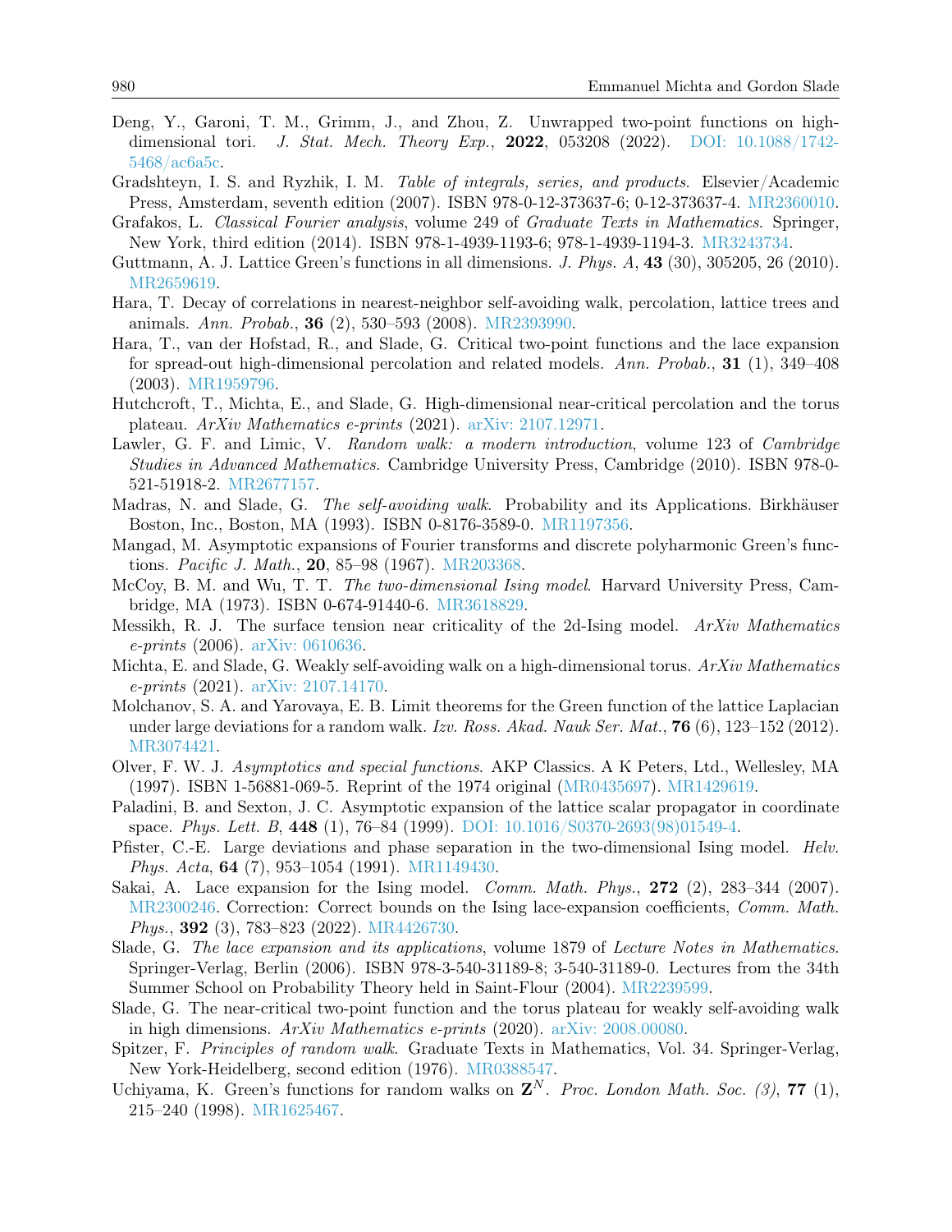Deng, Y., Garoni, T. M., Grimm, J., and Zhou, Z. Unwrapped two-point functions on high-dimensional tori. *J. Stat. Mech. Theory Exp.*, **2022**, 053208 (2022). DOI: 10.1088/1742-5468/ac6a5c.

Gradshteyn, I. S. and Ryzhik, I. M. *Table of integrals, series, and products*. Elsevier/Academic Press, Amsterdam, seventh edition (2007). ISBN 978-0-12-373637-6; 0-12-373637-4. MR2360010.

Grafakos, L. *Classical Fourier analysis*, volume 249 of *Graduate Texts in Mathematics*. Springer, New York, third edition (2014). ISBN 978-1-4939-1193-6; 978-1-4939-1194-3. MR3243734.

Guttmann, A. J. Lattice Green's functions in all dimensions. *J. Phys. A*, **43** (30), 305205, 26 (2010). MR2659619.

Hara, T. Decay of correlations in nearest-neighbor self-avoiding walk, percolation, lattice trees and animals. *Ann. Probab.*, **36** (2), 530–593 (2008). MR2393990.

Hara, T., van der Hofstad, R., and Slade, G. Critical two-point functions and the lace expansion for spread-out high-dimensional percolation and related models. *Ann. Probab.*, **31** (1), 349–408 (2003). MR1959796.

Hutchcroft, T., Michta, E., and Slade, G. High-dimensional near-critical percolation and the torus plateau. *ArXiv Mathematics e-prints* (2021). arXiv: 2107.12971.

Lawler, G. F. and Limic, V. *Random walk: a modern introduction*, volume 123 of *Cambridge Studies in Advanced Mathematics*. Cambridge University Press, Cambridge (2010). ISBN 978-0-521-51918-2. MR2677157.

Madras, N. and Slade, G. *The self-avoiding walk*. Probability and its Applications. Birkhäuser Boston, Inc., Boston, MA (1993). ISBN 0-8176-3589-0. MR1197356.

Mangad, M. Asymptotic expansions of Fourier transforms and discrete polyharmonic Green's functions. *Pacific J. Math.*, **20**, 85–98 (1967). MR203368.

McCoy, B. M. and Wu, T. T. *The two-dimensional Ising model*. Harvard University Press, Cambridge, MA (1973). ISBN 0-674-91440-6. MR3618829.

Messikh, R. J. The surface tension near criticality of the 2d-Ising model. *ArXiv Mathematics e-prints* (2006). arXiv: 0610636.

Michta, E. and Slade, G. Weakly self-avoiding walk on a high-dimensional torus. *ArXiv Mathematics e-prints* (2021). arXiv: 2107.14170.

Molchanov, S. A. and Yarovaya, E. B. Limit theorems for the Green function of the lattice Laplacian under large deviations for a random walk. *Izv. Ross. Akad. Nauk Ser. Mat.*, **76** (6), 123–152 (2012). MR3074421.

Olver, F. W. J. *Asymptotics and special functions*. AKP Classics. A K Peters, Ltd., Wellesley, MA (1997). ISBN 1-56881-069-5. Reprint of the 1974 original (MR0435697). MR1429619.

Paladini, B. and Sexton, J. C. Asymptotic expansion of the lattice scalar propagator in coordinate space. *Phys. Lett. B*, **448** (1), 76–84 (1999). DOI: 10.1016/S0370-2693(98)01549-4.

Pfister, C.-E. Large deviations and phase separation in the two-dimensional Ising model. *Helv. Phys. Acta*, **64** (7), 953–1054 (1991). MR1149430.

Sakai, A. Lace expansion for the Ising model. *Comm. Math. Phys.*, **272** (2), 283–344 (2007). MR2300246. Correction: Correct bounds on the Ising lace-expansion coefficients, *Comm. Math. Phys.*, **392** (3), 783–823 (2022). MR4426730.

Slade, G. *The lace expansion and its applications*, volume 1879 of *Lecture Notes in Mathematics*. Springer-Verlag, Berlin (2006). ISBN 978-3-540-31189-8; 3-540-31189-0. Lectures from the 34th Summer School on Probability Theory held in Saint-Flour (2004). MR2239599.

Slade, G. The near-critical two-point function and the torus plateau for weakly self-avoiding walk in high dimensions. *ArXiv Mathematics e-prints* (2020). arXiv: 2008.00080.

Spitzer, F. *Principles of random walk*. Graduate Texts in Mathematics, Vol. 34. Springer-Verlag, New York-Heidelberg, second edition (1976). MR0388547.

Uchiyama, K. Green's functions for random walks on $\mathbf{Z}^N$. *Proc. London Math. Soc. (3)*, **77** (1), 215–240 (1998). MR1625467.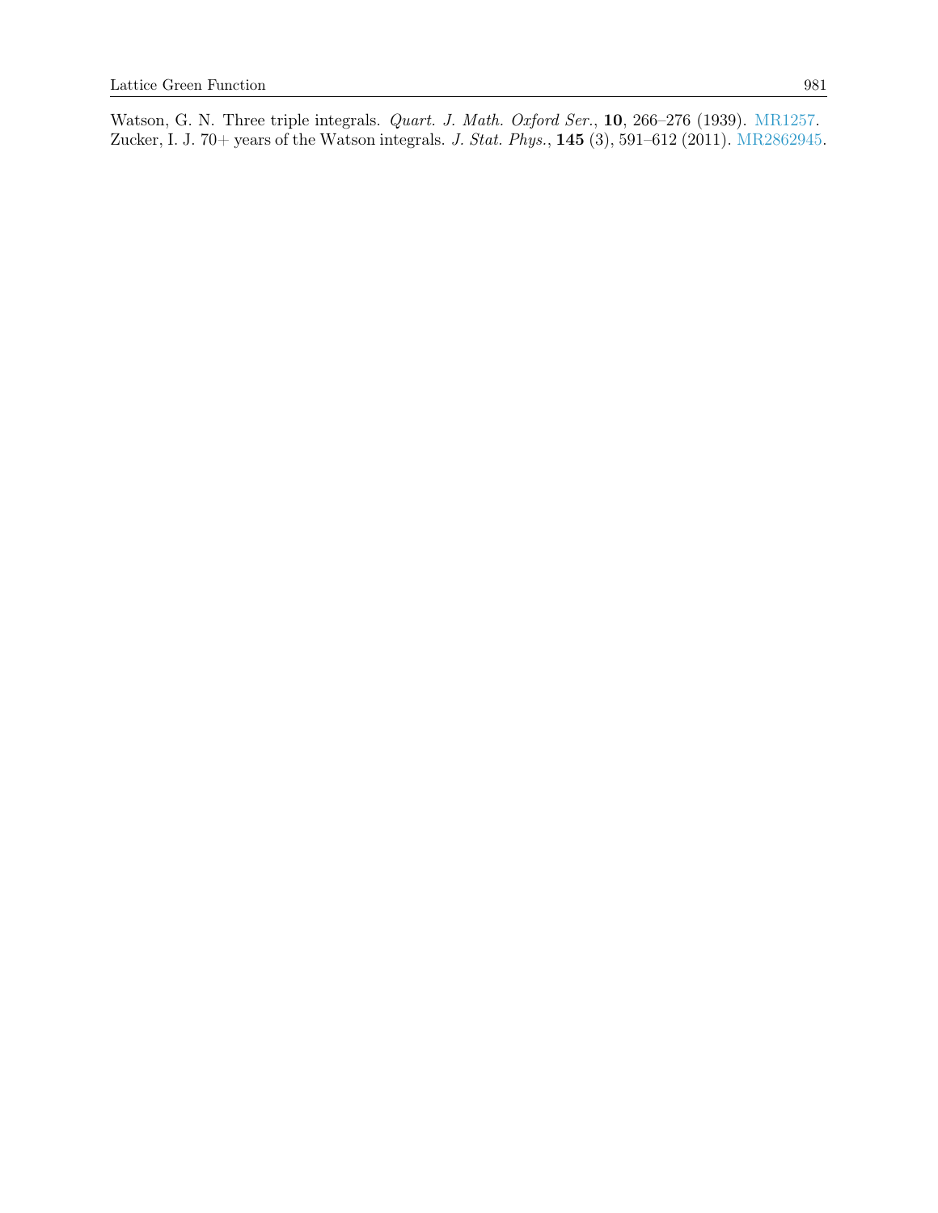Watson, G. N. Three triple integrals. *Quart. J. Math. Oxford Ser.*, **10**, 266–276 (1939). MR1257.
Zucker, I. J. 70+ years of the Watson integrals. *J. Stat. Phys.*, **145** (3), 591–612 (2011). MR2862945.